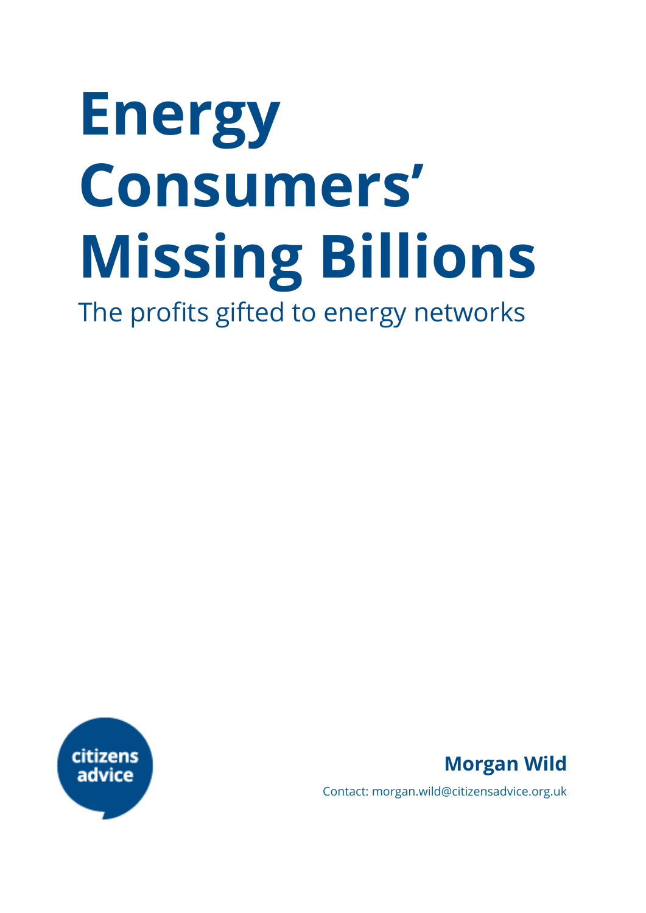# Energy Consumers' Missing Billions

The profits gifted to energy networks

citizens advice

**Morgan Wild**

Contact: morgan.wild@citizensadvice.org.uk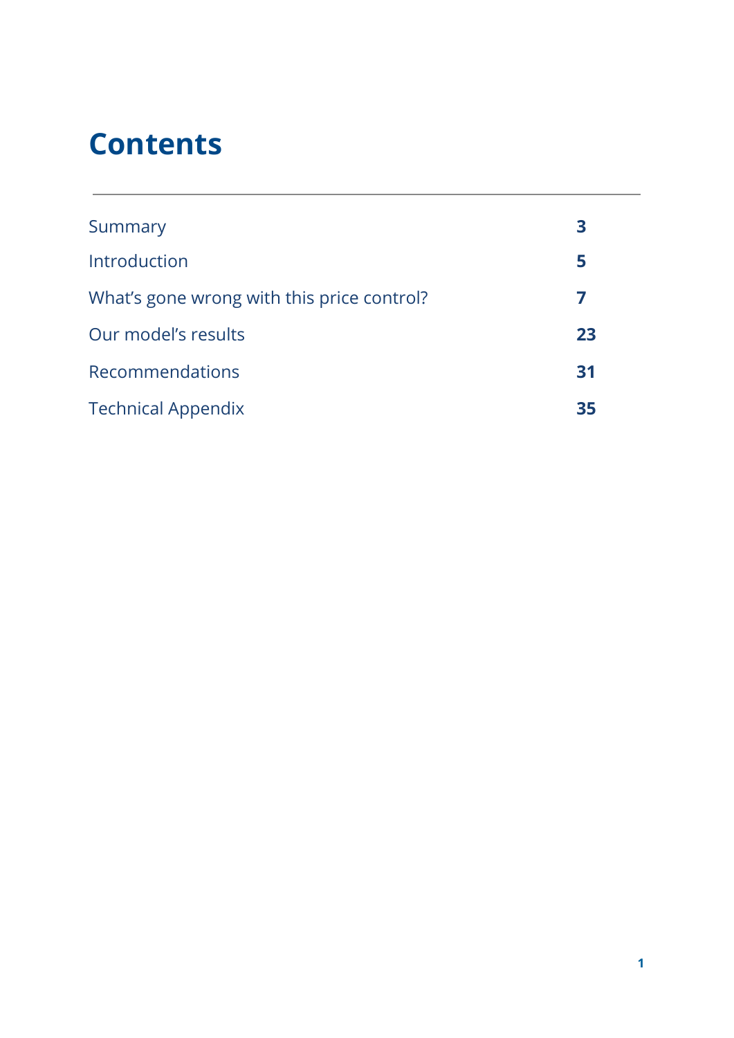# Contents

| | |
|---|---|
| Summary | **3** |
| Introduction | **5** |
| What's gone wrong with this price control? | **7** |
| Our model's results | **23** |
| Recommendations | **31** |
| Technical Appendix | **35** |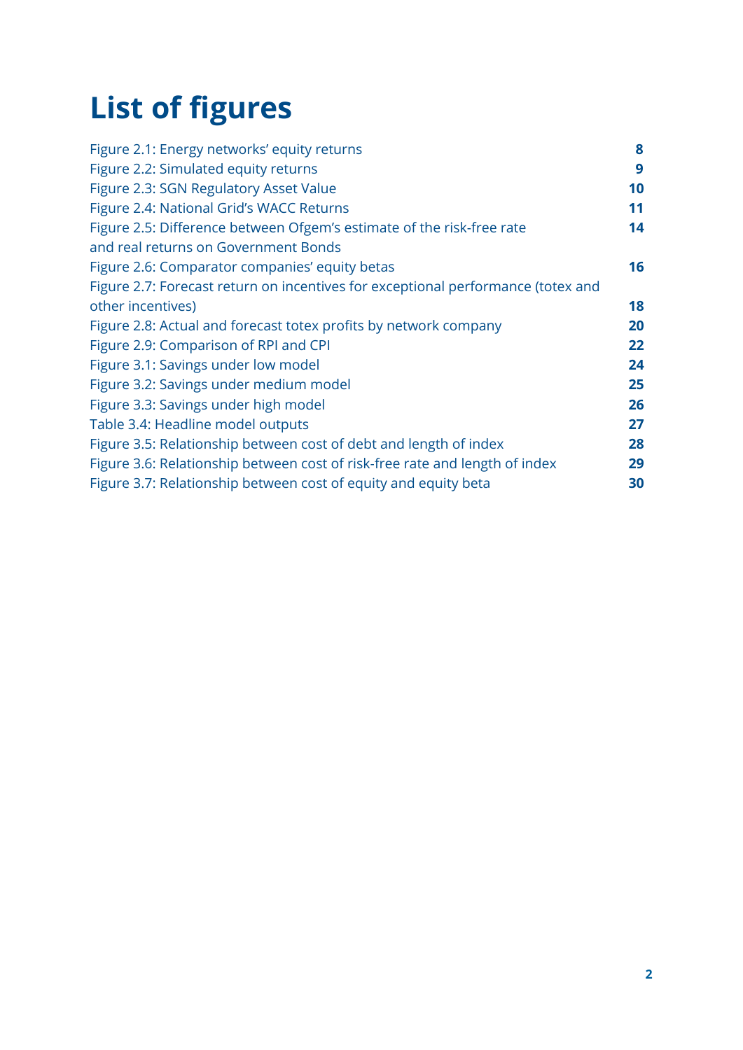# List of figures

| | |
|---|---|
| Figure 2.1: Energy networks' equity returns | 8 |
| Figure 2.2: Simulated equity returns | 9 |
| Figure 2.3: SGN Regulatory Asset Value | 10 |
| Figure 2.4: National Grid's WACC Returns | 11 |
| Figure 2.5: Difference between Ofgem's estimate of the risk-free rate and real returns on Government Bonds | 14 |
| Figure 2.6: Comparator companies' equity betas | 16 |
| Figure 2.7: Forecast return on incentives for exceptional performance (totex and other incentives) | 18 |
| Figure 2.8: Actual and forecast totex profits by network company | 20 |
| Figure 2.9: Comparison of RPI and CPI | 22 |
| Figure 3.1: Savings under low model | 24 |
| Figure 3.2: Savings under medium model | 25 |
| Figure 3.3: Savings under high model | 26 |
| Table 3.4: Headline model outputs | 27 |
| Figure 3.5: Relationship between cost of debt and length of index | 28 |
| Figure 3.6: Relationship between cost of risk-free rate and length of index | 29 |
| Figure 3.7: Relationship between cost of equity and equity beta | 30 |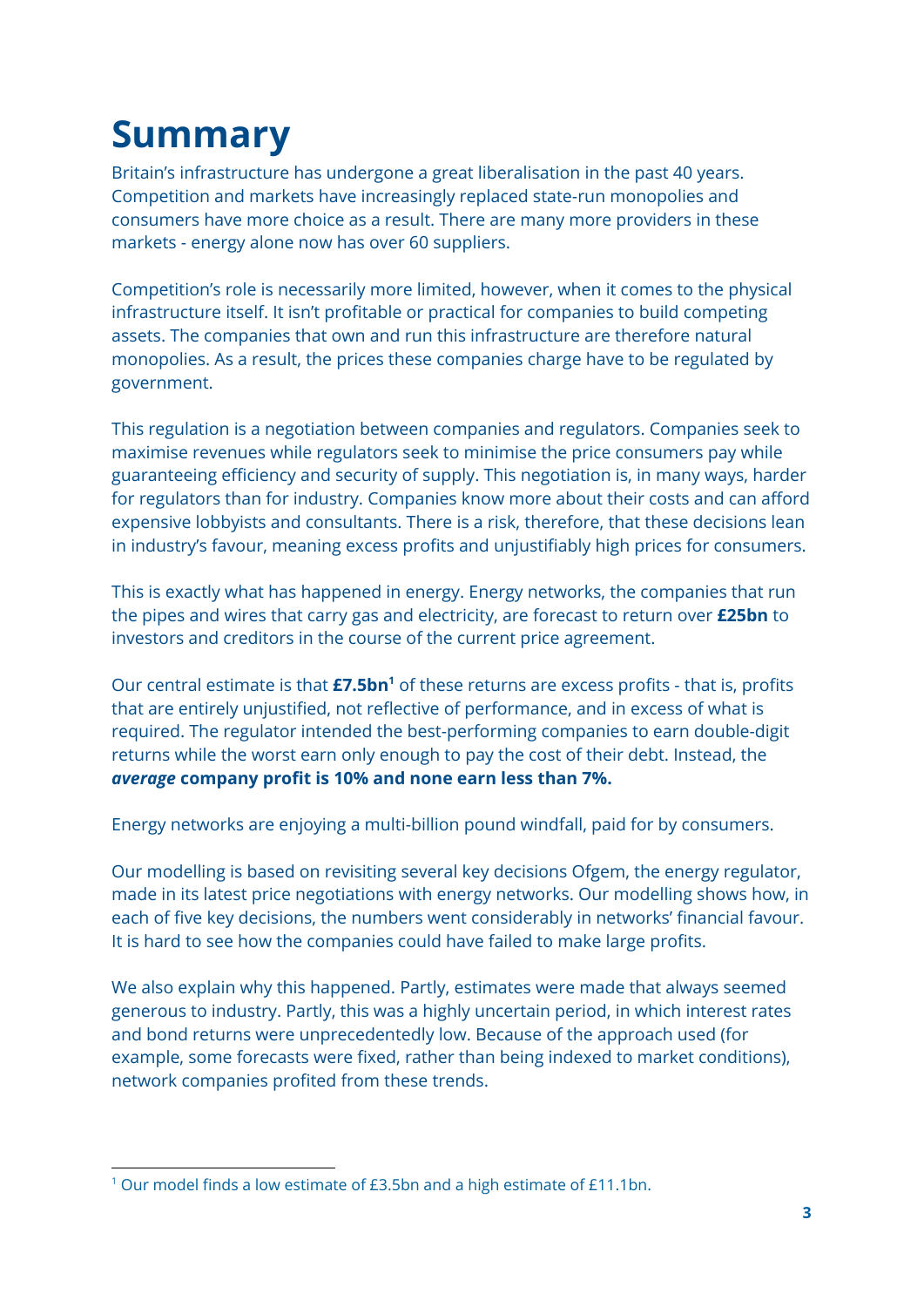# Summary

Britain's infrastructure has undergone a great liberalisation in the past 40 years. Competition and markets have increasingly replaced state-run monopolies and consumers have more choice as a result. There are many more providers in these markets - energy alone now has over 60 suppliers.

Competition's role is necessarily more limited, however, when it comes to the physical infrastructure itself. It isn't profitable or practical for companies to build competing assets. The companies that own and run this infrastructure are therefore natural monopolies. As a result, the prices these companies charge have to be regulated by government.

This regulation is a negotiation between companies and regulators. Companies seek to maximise revenues while regulators seek to minimise the price consumers pay while guaranteeing efficiency and security of supply. This negotiation is, in many ways, harder for regulators than for industry. Companies know more about their costs and can afford expensive lobbyists and consultants. There is a risk, therefore, that these decisions lean in industry's favour, meaning excess profits and unjustifiably high prices for consumers.

This is exactly what has happened in energy. Energy networks, the companies that run the pipes and wires that carry gas and electricity, are forecast to return over **£25bn** to investors and creditors in the course of the current price agreement.

Our central estimate is that **£7.5bn**[1] of these returns are excess profits - that is, profits that are entirely unjustified, not reflective of performance, and in excess of what is required. The regulator intended the best-performing companies to earn double-digit returns while the worst earn only enough to pay the cost of their debt. Instead, the ***average*** **company profit is 10% and none earn less than 7%.**

Energy networks are enjoying a multi-billion pound windfall, paid for by consumers.

Our modelling is based on revisiting several key decisions Ofgem, the energy regulator, made in its latest price negotiations with energy networks. Our modelling shows how, in each of five key decisions, the numbers went considerably in networks' financial favour. It is hard to see how the companies could have failed to make large profits.

We also explain why this happened. Partly, estimates were made that always seemed generous to industry. Partly, this was a highly uncertain period, in which interest rates and bond returns were unprecedentedly low. Because of the approach used (for example, some forecasts were fixed, rather than being indexed to market conditions), network companies profited from these trends.

[1] Our model finds a low estimate of £3.5bn and a high estimate of £11.1bn.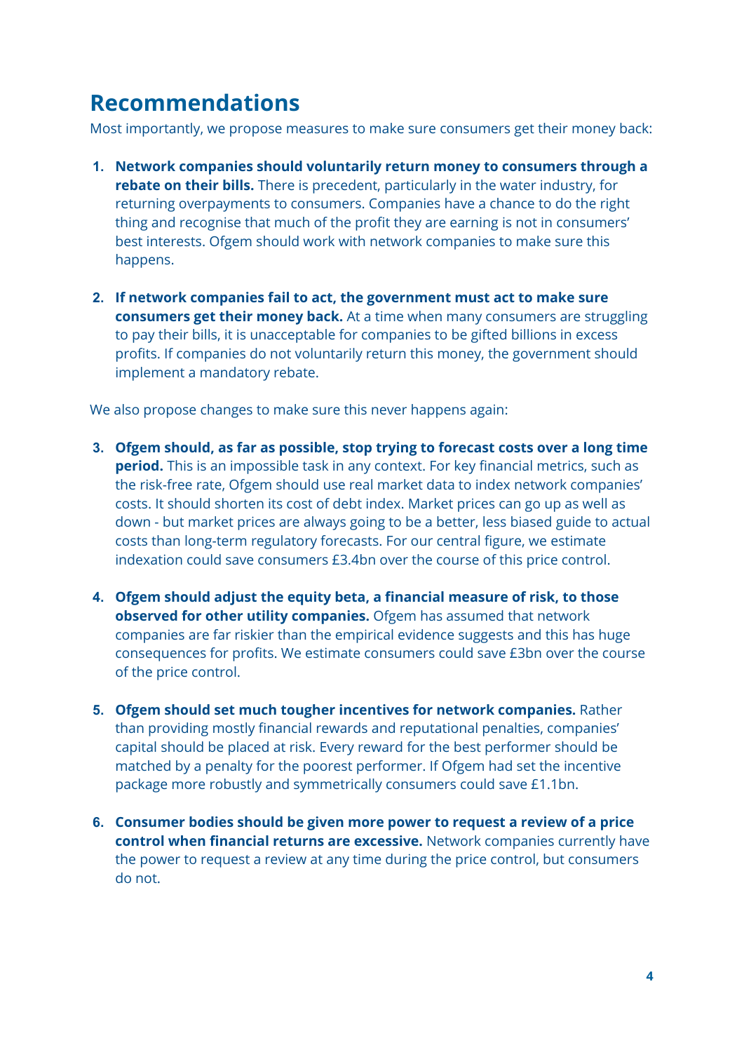## Recommendations

Most importantly, we propose measures to make sure consumers get their money back:

1. **Network companies should voluntarily return money to consumers through a rebate on their bills.** There is precedent, particularly in the water industry, for returning overpayments to consumers. Companies have a chance to do the right thing and recognise that much of the profit they are earning is not in consumers' best interests. Ofgem should work with network companies to make sure this happens.

2. **If network companies fail to act, the government must act to make sure consumers get their money back.** At a time when many consumers are struggling to pay their bills, it is unacceptable for companies to be gifted billions in excess profits. If companies do not voluntarily return this money, the government should implement a mandatory rebate.

We also propose changes to make sure this never happens again:

3. **Ofgem should, as far as possible, stop trying to forecast costs over a long time period.** This is an impossible task in any context. For key financial metrics, such as the risk-free rate, Ofgem should use real market data to index network companies' costs. It should shorten its cost of debt index. Market prices can go up as well as down - but market prices are always going to be a better, less biased guide to actual costs than long-term regulatory forecasts. For our central figure, we estimate indexation could save consumers £3.4bn over the course of this price control.

4. **Ofgem should adjust the equity beta, a financial measure of risk, to those observed for other utility companies.** Ofgem has assumed that network companies are far riskier than the empirical evidence suggests and this has huge consequences for profits. We estimate consumers could save £3bn over the course of the price control.

5. **Ofgem should set much tougher incentives for network companies.** Rather than providing mostly financial rewards and reputational penalties, companies' capital should be placed at risk. Every reward for the best performer should be matched by a penalty for the poorest performer. If Ofgem had set the incentive package more robustly and symmetrically consumers could save £1.1bn.

6. **Consumer bodies should be given more power to request a review of a price control when financial returns are excessive.** Network companies currently have the power to request a review at any time during the price control, but consumers do not.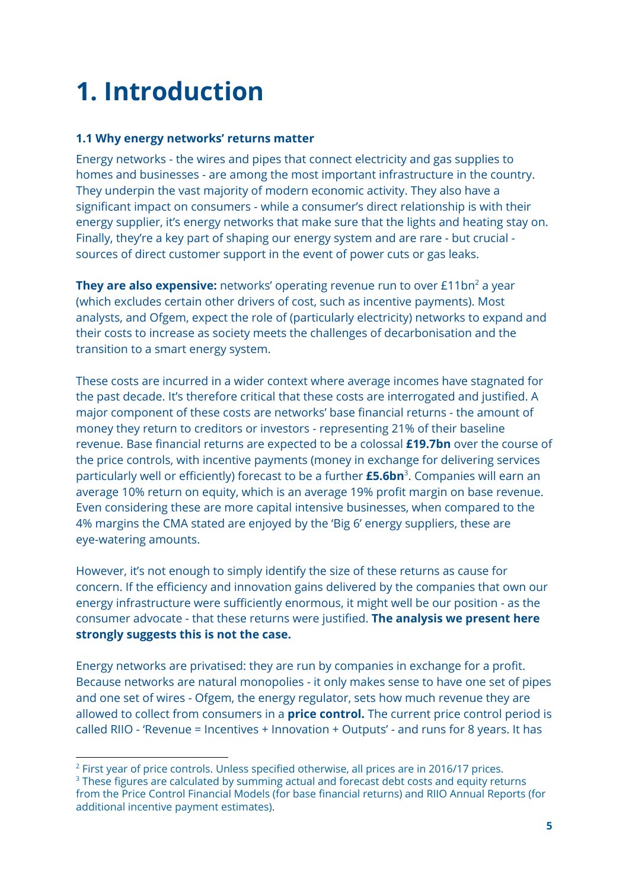# 1. Introduction

### 1.1 Why energy networks' returns matter

Energy networks - the wires and pipes that connect electricity and gas supplies to homes and businesses - are among the most important infrastructure in the country. They underpin the vast majority of modern economic activity. They also have a significant impact on consumers - while a consumer's direct relationship is with their energy supplier, it's energy networks that make sure that the lights and heating stay on. Finally, they're a key part of shaping our energy system and are rare - but crucial - sources of direct customer support in the event of power cuts or gas leaks.

**They are also expensive:** networks' operating revenue run to over £11bn[2] a year (which excludes certain other drivers of cost, such as incentive payments). Most analysts, and Ofgem, expect the role of (particularly electricity) networks to expand and their costs to increase as society meets the challenges of decarbonisation and the transition to a smart energy system.

These costs are incurred in a wider context where average incomes have stagnated for the past decade. It's therefore critical that these costs are interrogated and justified. A major component of these costs are networks' base financial returns - the amount of money they return to creditors or investors - representing 21% of their baseline revenue. Base financial returns are expected to be a colossal **£19.7bn** over the course of the price controls, with incentive payments (money in exchange for delivering services particularly well or efficiently) forecast to be a further **£5.6bn**[3]. Companies will earn an average 10% return on equity, which is an average 19% profit margin on base revenue. Even considering these are more capital intensive businesses, when compared to the 4% margins the CMA stated are enjoyed by the 'Big 6' energy suppliers, these are eye-watering amounts.

However, it's not enough to simply identify the size of these returns as cause for concern. If the efficiency and innovation gains delivered by the companies that own our energy infrastructure were sufficiently enormous, it might well be our position - as the consumer advocate - that these returns were justified. **The analysis we present here strongly suggests this is not the case.**

Energy networks are privatised: they are run by companies in exchange for a profit. Because networks are natural monopolies - it only makes sense to have one set of pipes and one set of wires - Ofgem, the energy regulator, sets how much revenue they are allowed to collect from consumers in a **price control.** The current price control period is called RIIO - 'Revenue = Incentives + Innovation + Outputs' - and runs for 8 years. It has

---

[2] First year of price controls. Unless specified otherwise, all prices are in 2016/17 prices.

[3] These figures are calculated by summing actual and forecast debt costs and equity returns from the Price Control Financial Models (for base financial returns) and RIIO Annual Reports (for additional incentive payment estimates).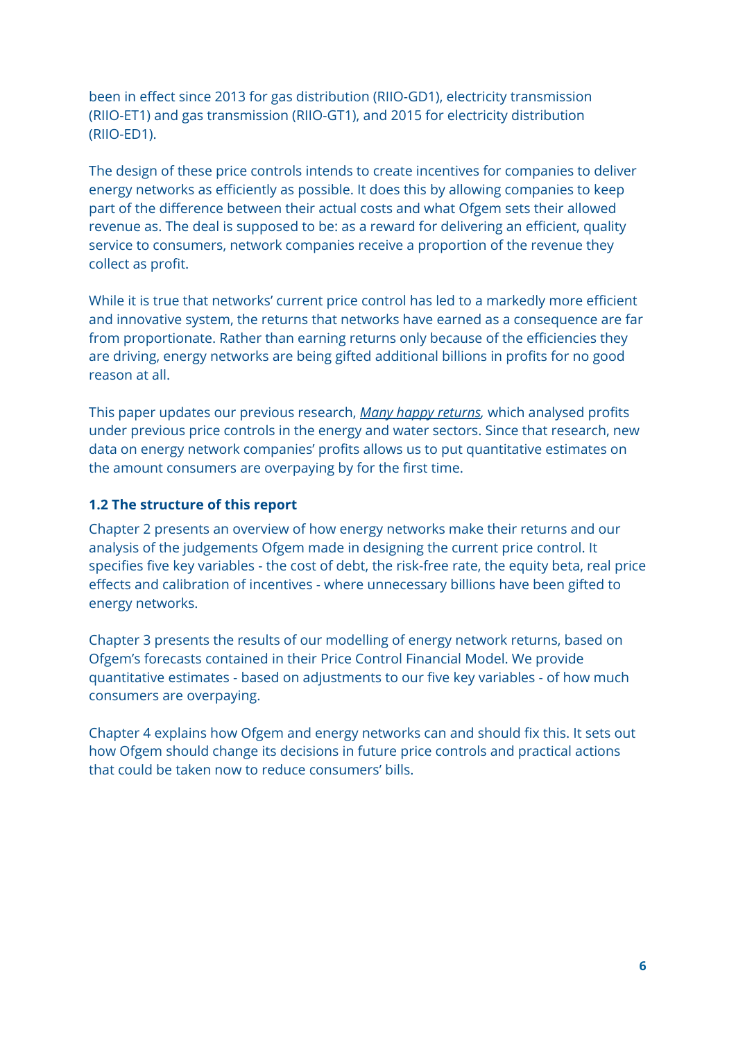been in effect since 2013 for gas distribution (RIIO-GD1), electricity transmission (RIIO-ET1) and gas transmission (RIIO-GT1), and 2015 for electricity distribution (RIIO-ED1).

The design of these price controls intends to create incentives for companies to deliver energy networks as efficiently as possible. It does this by allowing companies to keep part of the difference between their actual costs and what Ofgem sets their allowed revenue as. The deal is supposed to be: as a reward for delivering an efficient, quality service to consumers, network companies receive a proportion of the revenue they collect as profit.

While it is true that networks' current price control has led to a markedly more efficient and innovative system, the returns that networks have earned as a consequence are far from proportionate. Rather than earning returns only because of the efficiencies they are driving, energy networks are being gifted additional billions in profits for no good reason at all.

This paper updates our previous research, *Many happy returns*, which analysed profits under previous price controls in the energy and water sectors. Since that research, new data on energy network companies' profits allows us to put quantitative estimates on the amount consumers are overpaying by for the first time.

### 1.2 The structure of this report

Chapter 2 presents an overview of how energy networks make their returns and our analysis of the judgements Ofgem made in designing the current price control. It specifies five key variables - the cost of debt, the risk-free rate, the equity beta, real price effects and calibration of incentives - where unnecessary billions have been gifted to energy networks.

Chapter 3 presents the results of our modelling of energy network returns, based on Ofgem's forecasts contained in their Price Control Financial Model. We provide quantitative estimates - based on adjustments to our five key variables - of how much consumers are overpaying.

Chapter 4 explains how Ofgem and energy networks can and should fix this. It sets out how Ofgem should change its decisions in future price controls and practical actions that could be taken now to reduce consumers' bills.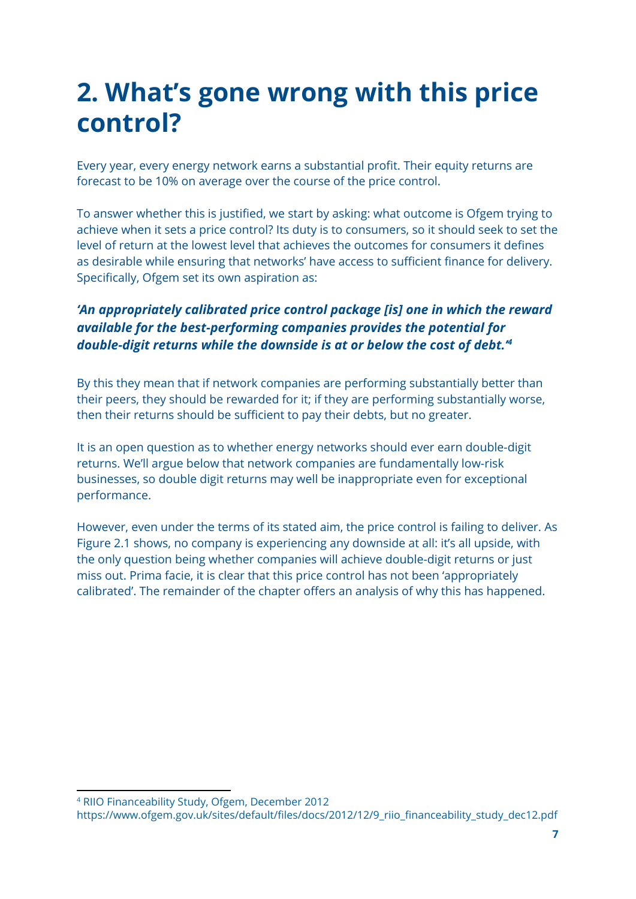# 2. What's gone wrong with this price control?

Every year, every energy network earns a substantial profit. Their equity returns are forecast to be 10% on average over the course of the price control.

To answer whether this is justified, we start by asking: what outcome is Ofgem trying to achieve when it sets a price control? Its duty is to consumers, so it should seek to set the level of return at the lowest level that achieves the outcomes for consumers it defines as desirable while ensuring that networks' have access to sufficient finance for delivery. Specifically, Ofgem set its own aspiration as:

***'An appropriately calibrated price control package [is] one in which the reward available for the best-performing companies provides the potential for double-digit returns while the downside is at or below the cost of debt.'[4]***

By this they mean that if network companies are performing substantially better than their peers, they should be rewarded for it; if they are performing substantially worse, then their returns should be sufficient to pay their debts, but no greater.

It is an open question as to whether energy networks should ever earn double-digit returns. We'll argue below that network companies are fundamentally low-risk businesses, so double digit returns may well be inappropriate even for exceptional performance.

However, even under the terms of its stated aim, the price control is failing to deliver. As Figure 2.1 shows, no company is experiencing any downside at all: it's all upside, with the only question being whether companies will achieve double-digit returns or just miss out. Prima facie, it is clear that this price control has not been 'appropriately calibrated'. The remainder of the chapter offers an analysis of why this has happened.

---

[4] RIIO Financeability Study, Ofgem, December 2012
https://www.ofgem.gov.uk/sites/default/files/docs/2012/12/9_riio_financeability_study_dec12.pdf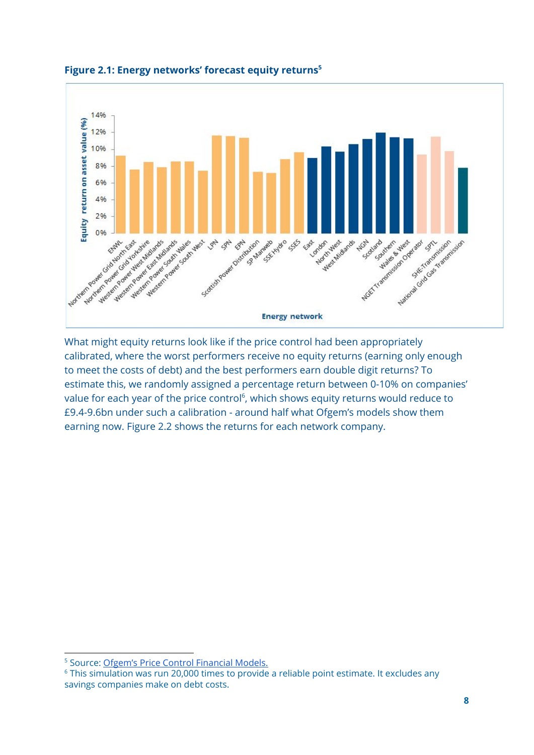**Figure 2.1: Energy networks' forecast equity returns**[5]

What might equity returns look like if the price control had been appropriately calibrated, where the worst performers receive no equity returns (earning only enough to meet the costs of debt) and the best performers earn double digit returns? To estimate this, we randomly assigned a percentage return between 0-10% on companies' value for each year of the price control[6], which shows equity returns would reduce to £9.4-9.6bn under such a calibration - around half what Ofgem's models show them earning now. Figure 2.2 shows the returns for each network company.

[5] Source: Ofgem's Price Control Financial Models.

[6] This simulation was run 20,000 times to provide a reliable point estimate. It excludes any savings companies make on debt costs.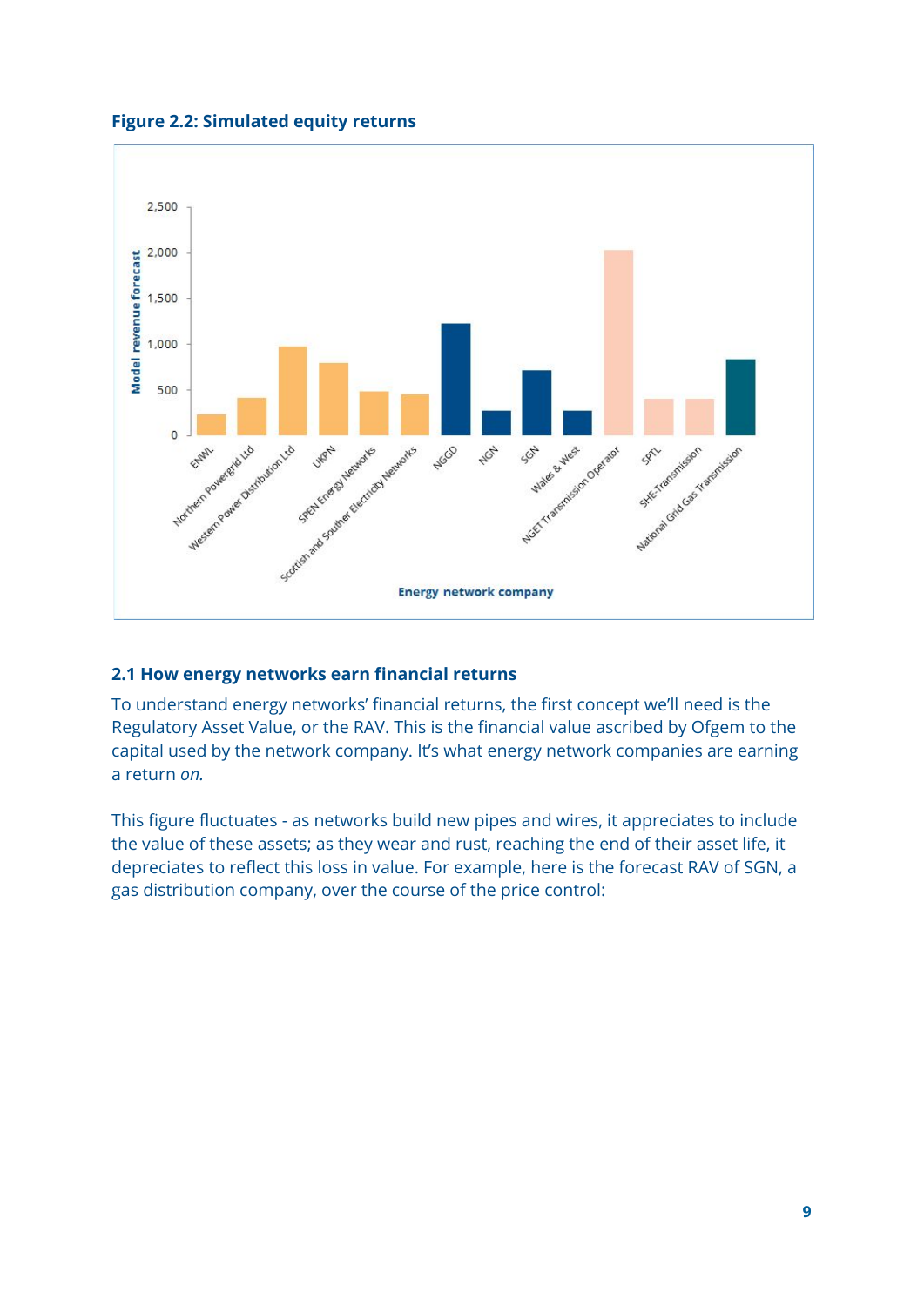**Figure 2.2: Simulated equity returns**

## 2.1 How energy networks earn financial returns

To understand energy networks' financial returns, the first concept we'll need is the Regulatory Asset Value, or the RAV. This is the financial value ascribed by Ofgem to the capital used by the network company. It's what energy network companies are earning a return *on.*

This figure fluctuates - as networks build new pipes and wires, it appreciates to include the value of these assets; as they wear and rust, reaching the end of their asset life, it depreciates to reflect this loss in value. For example, here is the forecast RAV of SGN, a gas distribution company, over the course of the price control: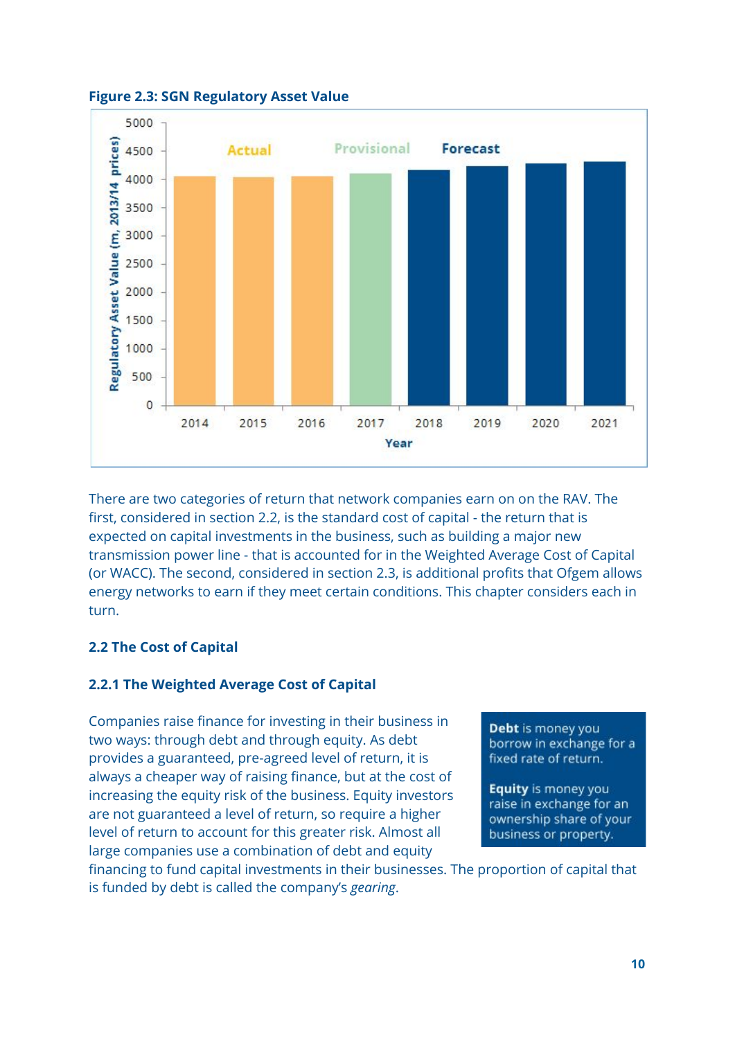**Figure 2.3: SGN Regulatory Asset Value**

There are two categories of return that network companies earn on on the RAV. The first, considered in section 2.2, is the standard cost of capital - the return that is expected on capital investments in the business, such as building a major new transmission power line - that is accounted for in the Weighted Average Cost of Capital (or WACC). The second, considered in section 2.3, is additional profits that Ofgem allows energy networks to earn if they meet certain conditions. This chapter considers each in turn.

### 2.2 The Cost of Capital

#### 2.2.1 The Weighted Average Cost of Capital

Companies raise finance for investing in their business in two ways: through debt and through equity. As debt provides a guaranteed, pre-agreed level of return, it is always a cheaper way of raising finance, but at the cost of increasing the equity risk of the business. Equity investors are not guaranteed a level of return, so require a higher level of return to account for this greater risk. Almost all large companies use a combination of debt and equity financing to fund capital investments in their businesses. The proportion of capital that is funded by debt is called the company's *gearing*.

> **Debt** is money you borrow in exchange for a fixed rate of return.
>
> **Equity** is money you raise in exchange for an ownership share of your business or property.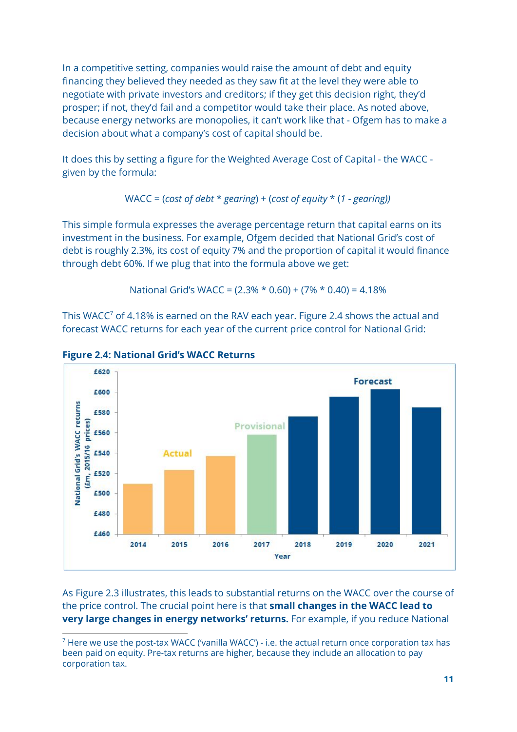In a competitive setting, companies would raise the amount of debt and equity financing they believed they needed as they saw fit at the level they were able to negotiate with private investors and creditors; if they get this decision right, they'd prosper; if not, they'd fail and a competitor would take their place. As noted above, because energy networks are monopolies, it can't work like that - Ofgem has to make a decision about what a company's cost of capital should be.

It does this by setting a figure for the Weighted Average Cost of Capital - the WACC - given by the formula:

WACC = (*cost of debt * gearing*) + (*cost of equity * (1 - gearing))*

This simple formula expresses the average percentage return that capital earns on its investment in the business. For example, Ofgem decided that National Grid's cost of debt is roughly 2.3%, its cost of equity 7% and the proportion of capital it would finance through debt 60%. If we plug that into the formula above we get:

National Grid's WACC = (2.3% * 0.60) + (7% * 0.40) = 4.18%

This WACC[7] of 4.18% is earned on the RAV each year. Figure 2.4 shows the actual and forecast WACC returns for each year of the current price control for National Grid:

**Figure 2.4: National Grid's WACC Returns**

As Figure 2.3 illustrates, this leads to substantial returns on the WACC over the course of the price control. The crucial point here is that **small changes in the WACC lead to very large changes in energy networks' returns.** For example, if you reduce National

[7] Here we use the post-tax WACC ('vanilla WACC') - i.e. the actual return once corporation tax has been paid on equity. Pre-tax returns are higher, because they include an allocation to pay corporation tax.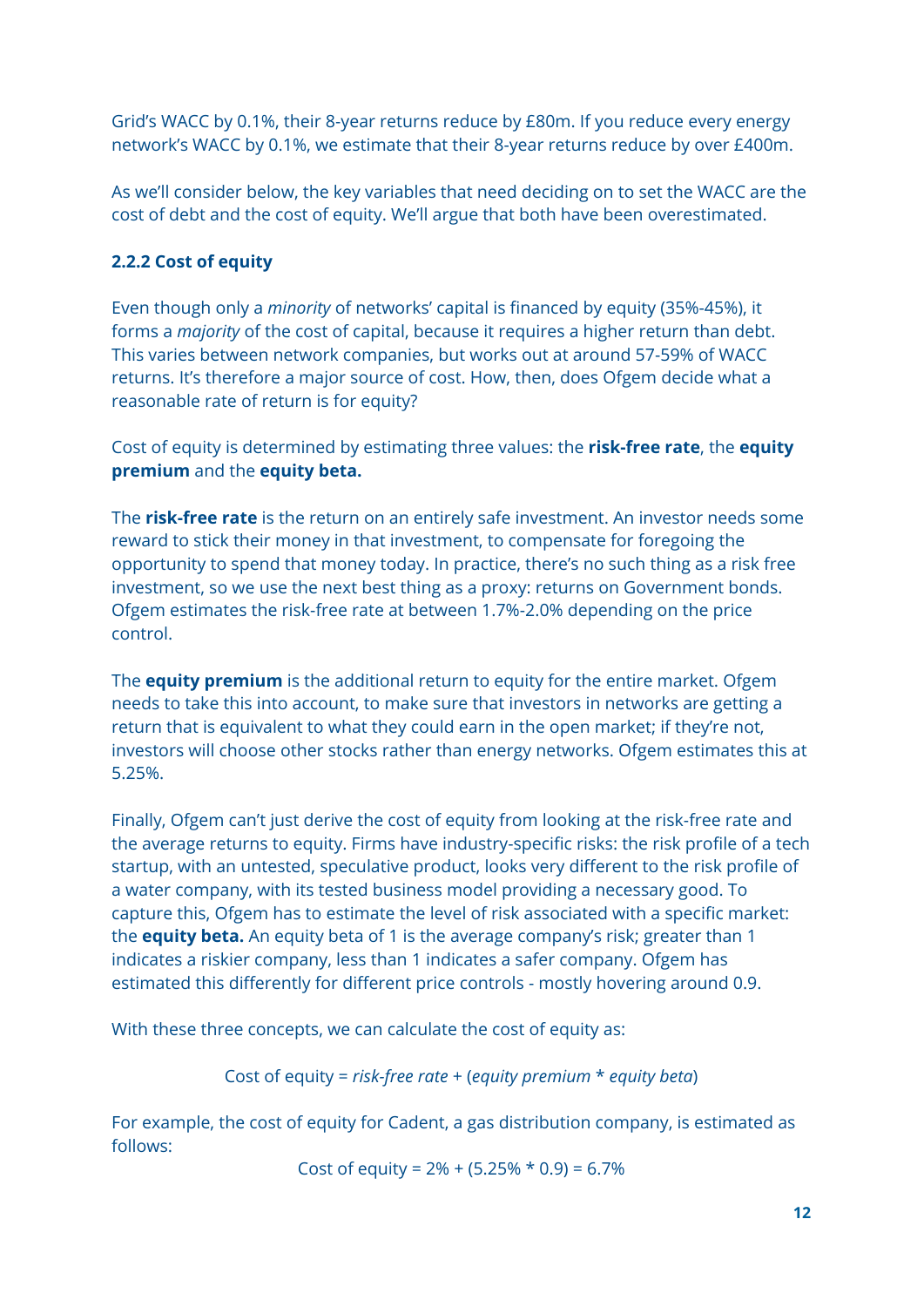Grid's WACC by 0.1%, their 8-year returns reduce by £80m. If you reduce every energy network's WACC by 0.1%, we estimate that their 8-year returns reduce by over £400m.

As we'll consider below, the key variables that need deciding on to set the WACC are the cost of debt and the cost of equity. We'll argue that both have been overestimated.

### 2.2.2 Cost of equity

Even though only a *minority* of networks' capital is financed by equity (35%-45%), it forms a *majority* of the cost of capital, because it requires a higher return than debt. This varies between network companies, but works out at around 57-59% of WACC returns. It's therefore a major source of cost. How, then, does Ofgem decide what a reasonable rate of return is for equity?

Cost of equity is determined by estimating three values: the **risk-free rate**, the **equity premium** and the **equity beta.**

The **risk-free rate** is the return on an entirely safe investment. An investor needs some reward to stick their money in that investment, to compensate for foregoing the opportunity to spend that money today. In practice, there's no such thing as a risk free investment, so we use the next best thing as a proxy: returns on Government bonds. Ofgem estimates the risk-free rate at between 1.7%-2.0% depending on the price control.

The **equity premium** is the additional return to equity for the entire market. Ofgem needs to take this into account, to make sure that investors in networks are getting a return that is equivalent to what they could earn in the open market; if they're not, investors will choose other stocks rather than energy networks. Ofgem estimates this at 5.25%.

Finally, Ofgem can't just derive the cost of equity from looking at the risk-free rate and the average returns to equity. Firms have industry-specific risks: the risk profile of a tech startup, with an untested, speculative product, looks very different to the risk profile of a water company, with its tested business model providing a necessary good. To capture this, Ofgem has to estimate the level of risk associated with a specific market: the **equity beta.** An equity beta of 1 is the average company's risk; greater than 1 indicates a riskier company, less than 1 indicates a safer company. Ofgem has estimated this differently for different price controls - mostly hovering around 0.9.

With these three concepts, we can calculate the cost of equity as:

Cost of equity = *risk-free rate* + (*equity premium* * *equity beta*)

For example, the cost of equity for Cadent, a gas distribution company, is estimated as follows:

Cost of equity = 2% + (5.25% * 0.9) = 6.7%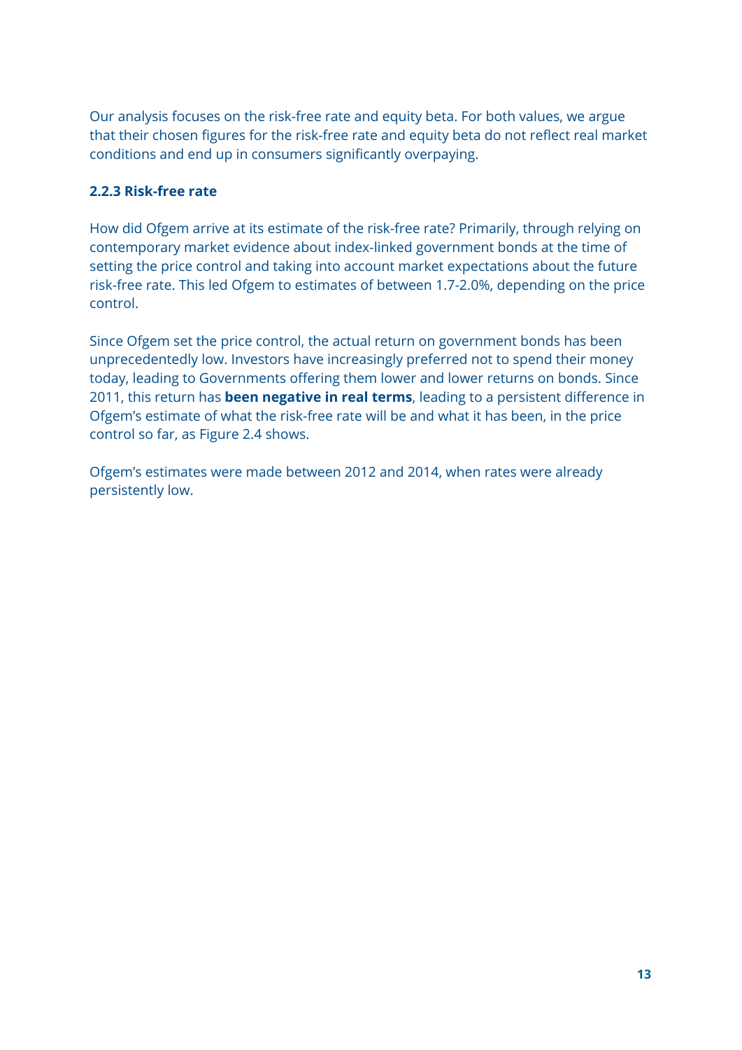Our analysis focuses on the risk-free rate and equity beta. For both values, we argue that their chosen figures for the risk-free rate and equity beta do not reflect real market conditions and end up in consumers significantly overpaying.

### 2.2.3 Risk-free rate

How did Ofgem arrive at its estimate of the risk-free rate? Primarily, through relying on contemporary market evidence about index-linked government bonds at the time of setting the price control and taking into account market expectations about the future risk-free rate. This led Ofgem to estimates of between 1.7-2.0%, depending on the price control.

Since Ofgem set the price control, the actual return on government bonds has been unprecedentedly low. Investors have increasingly preferred not to spend their money today, leading to Governments offering them lower and lower returns on bonds. Since 2011, this return has **been negative in real terms**, leading to a persistent difference in Ofgem's estimate of what the risk-free rate will be and what it has been, in the price control so far, as Figure 2.4 shows.

Ofgem's estimates were made between 2012 and 2014, when rates were already persistently low.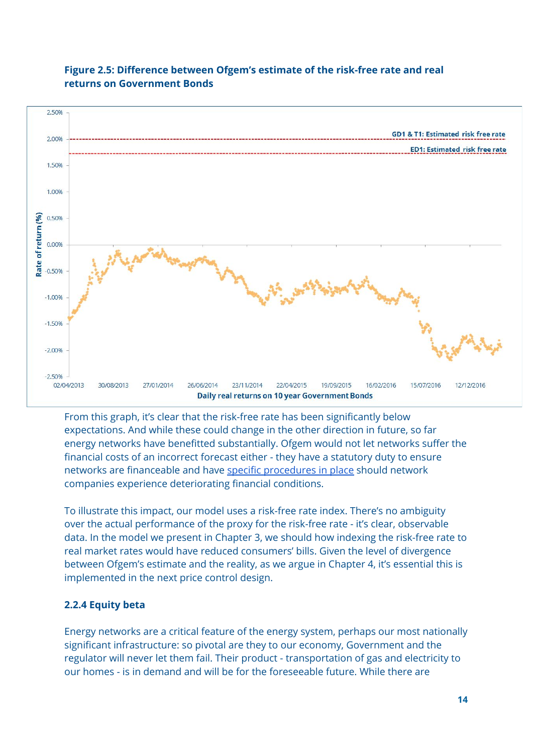**Figure 2.5: Difference between Ofgem's estimate of the risk-free rate and real returns on Government Bonds**

From this graph, it's clear that the risk-free rate has been significantly below expectations. And while these could change in the other direction in future, so far energy networks have benefitted substantially. Ofgem would not let networks suffer the financial costs of an incorrect forecast either - they have a statutory duty to ensure networks are financeable and have specific procedures in place should network companies experience deteriorating financial conditions.

To illustrate this impact, our model uses a risk-free rate index. There's no ambiguity over the actual performance of the proxy for the risk-free rate - it's clear, observable data. In the model we present in Chapter 3, we should how indexing the risk-free rate to real market rates would have reduced consumers' bills. Given the level of divergence between Ofgem's estimate and the reality, as we argue in Chapter 4, it's essential this is implemented in the next price control design.

### 2.2.4 Equity beta

Energy networks are a critical feature of the energy system, perhaps our most nationally significant infrastructure: so pivotal are they to our economy, Government and the regulator will never let them fail. Their product - transportation of gas and electricity to our homes - is in demand and will be for the foreseeable future. While there are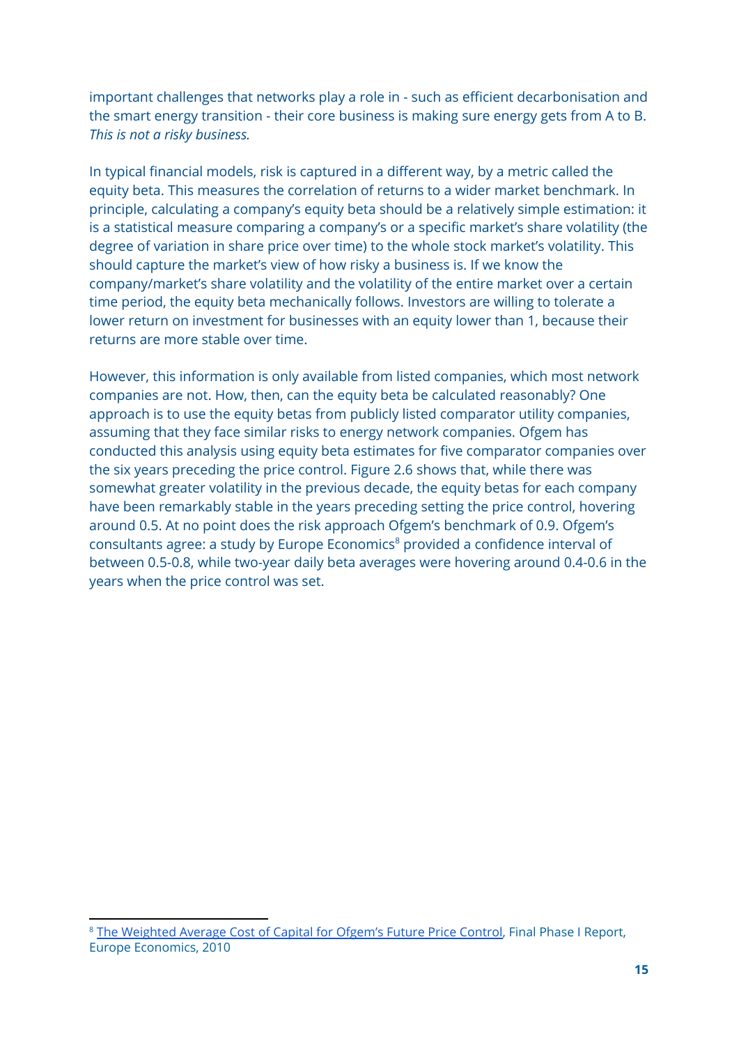important challenges that networks play a role in - such as efficient decarbonisation and the smart energy transition - their core business is making sure energy gets from A to B. *This is not a risky business.*

In typical financial models, risk is captured in a different way, by a metric called the equity beta. This measures the correlation of returns to a wider market benchmark. In principle, calculating a company's equity beta should be a relatively simple estimation: it is a statistical measure comparing a company's or a specific market's share volatility (the degree of variation in share price over time) to the whole stock market's volatility. This should capture the market's view of how risky a business is. If we know the company/market's share volatility and the volatility of the entire market over a certain time period, the equity beta mechanically follows. Investors are willing to tolerate a lower return on investment for businesses with an equity lower than 1, because their returns are more stable over time.

However, this information is only available from listed companies, which most network companies are not. How, then, can the equity beta be calculated reasonably? One approach is to use the equity betas from publicly listed comparator utility companies, assuming that they face similar risks to energy network companies. Ofgem has conducted this analysis using equity beta estimates for five comparator companies over the six years preceding the price control. Figure 2.6 shows that, while there was somewhat greater volatility in the previous decade, the equity betas for each company have been remarkably stable in the years preceding setting the price control, hovering around 0.5. At no point does the risk approach Ofgem's benchmark of 0.9. Ofgem's consultants agree: a study by Europe Economics[8] provided a confidence interval of between 0.5-0.8, while two-year daily beta averages were hovering around 0.4-0.6 in the years when the price control was set.

---

[8] The Weighted Average Cost of Capital for Ofgem's Future Price Control, Final Phase I Report, Europe Economics, 2010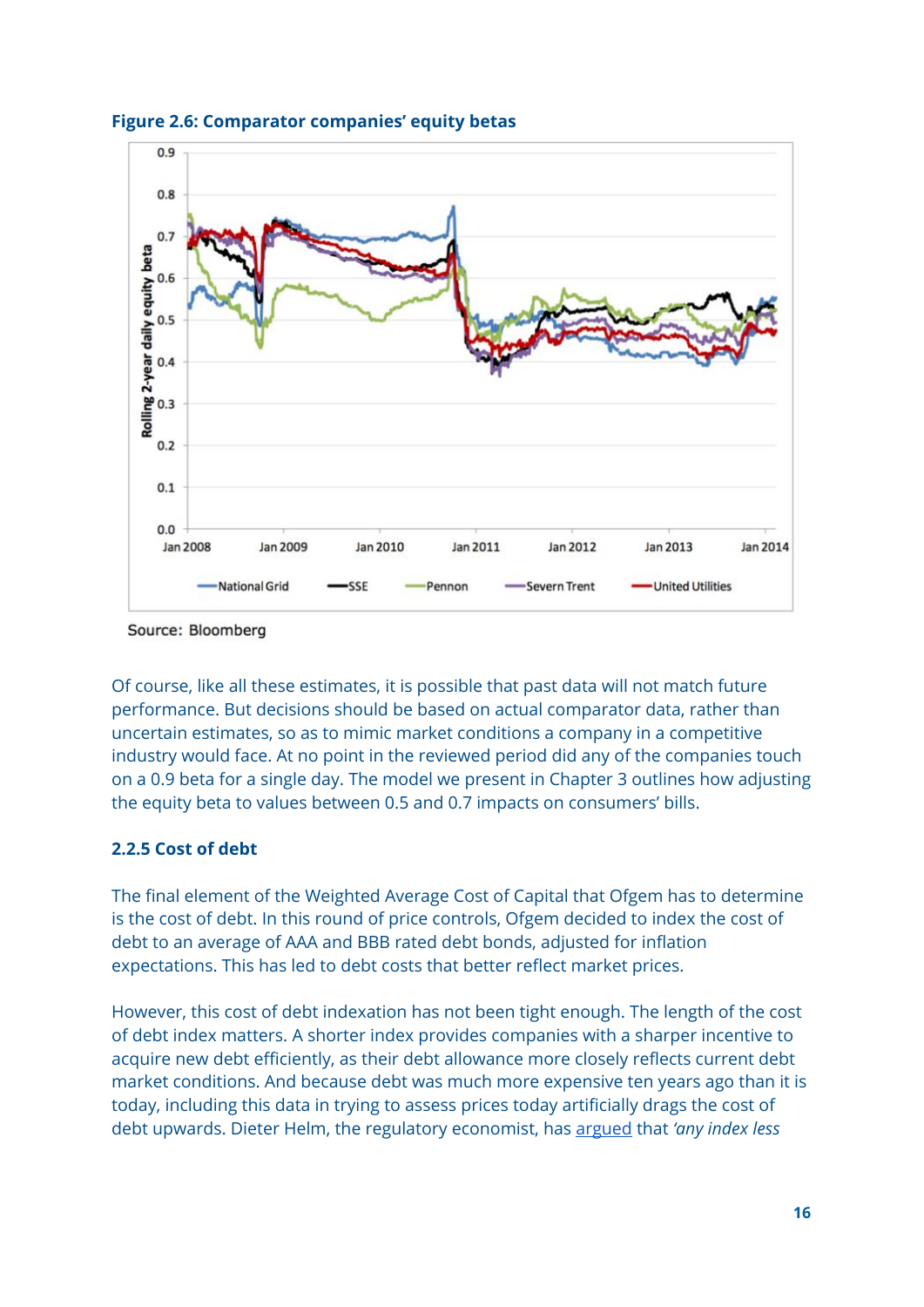**Figure 2.6: Comparator companies' equity betas**

Source: Bloomberg

Of course, like all these estimates, it is possible that past data will not match future performance. But decisions should be based on actual comparator data, rather than uncertain estimates, so as to mimic market conditions a company in a competitive industry would face. At no point in the reviewed period did any of the companies touch on a 0.9 beta for a single day. The model we present in Chapter 3 outlines how adjusting the equity beta to values between 0.5 and 0.7 impacts on consumers' bills.

### 2.2.5 Cost of debt

The final element of the Weighted Average Cost of Capital that Ofgem has to determine is the cost of debt. In this round of price controls, Ofgem decided to index the cost of debt to an average of AAA and BBB rated debt bonds, adjusted for inflation expectations. This has led to debt costs that better reflect market prices.

However, this cost of debt indexation has not been tight enough. The length of the cost of debt index matters. A shorter index provides companies with a sharper incentive to acquire new debt efficiently, as their debt allowance more closely reflects current debt market conditions. And because debt was much more expensive ten years ago than it is today, including this data in trying to assess prices today artificially drags the cost of debt upwards. Dieter Helm, the regulatory economist, has argued that *'any index less*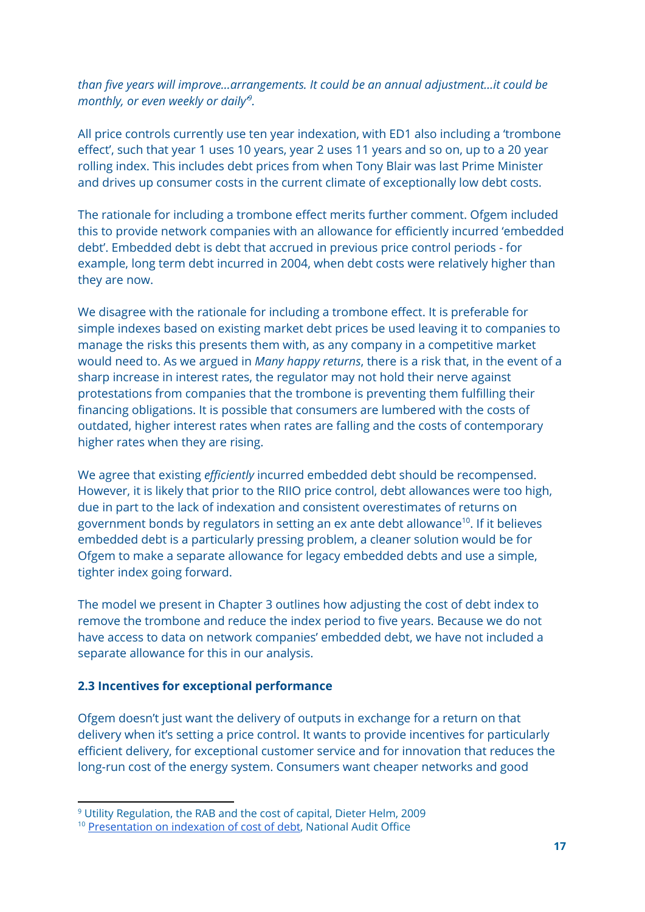*than five years will improve...arrangements. It could be an annual adjustment...it could be monthly, or even weekly or daily*[9].

All price controls currently use ten year indexation, with ED1 also including a 'trombone effect', such that year 1 uses 10 years, year 2 uses 11 years and so on, up to a 20 year rolling index. This includes debt prices from when Tony Blair was last Prime Minister and drives up consumer costs in the current climate of exceptionally low debt costs.

The rationale for including a trombone effect merits further comment. Ofgem included this to provide network companies with an allowance for efficiently incurred 'embedded debt'. Embedded debt is debt that accrued in previous price control periods - for example, long term debt incurred in 2004, when debt costs were relatively higher than they are now.

We disagree with the rationale for including a trombone effect. It is preferable for simple indexes based on existing market debt prices be used leaving it to companies to manage the risks this presents them with, as any company in a competitive market would need to. As we argued in *Many happy returns*, there is a risk that, in the event of a sharp increase in interest rates, the regulator may not hold their nerve against protestations from companies that the trombone is preventing them fulfilling their financing obligations. It is possible that consumers are lumbered with the costs of outdated, higher interest rates when rates are falling and the costs of contemporary higher rates when they are rising.

We agree that existing *efficiently* incurred embedded debt should be recompensed. However, it is likely that prior to the RIIO price control, debt allowances were too high, due in part to the lack of indexation and consistent overestimates of returns on government bonds by regulators in setting an ex ante debt allowance[10]. If it believes embedded debt is a particularly pressing problem, a cleaner solution would be for Ofgem to make a separate allowance for legacy embedded debts and use a simple, tighter index going forward.

The model we present in Chapter 3 outlines how adjusting the cost of debt index to remove the trombone and reduce the index period to five years. Because we do not have access to data on network companies' embedded debt, we have not included a separate allowance for this in our analysis.

### 2.3 Incentives for exceptional performance

Ofgem doesn't just want the delivery of outputs in exchange for a return on that delivery when it's setting a price control. It wants to provide incentives for particularly efficient delivery, for exceptional customer service and for innovation that reduces the long-run cost of the energy system. Consumers want cheaper networks and good

---

[9] Utility Regulation, the RAB and the cost of capital, Dieter Helm, 2009

[10] Presentation on indexation of cost of debt, National Audit Office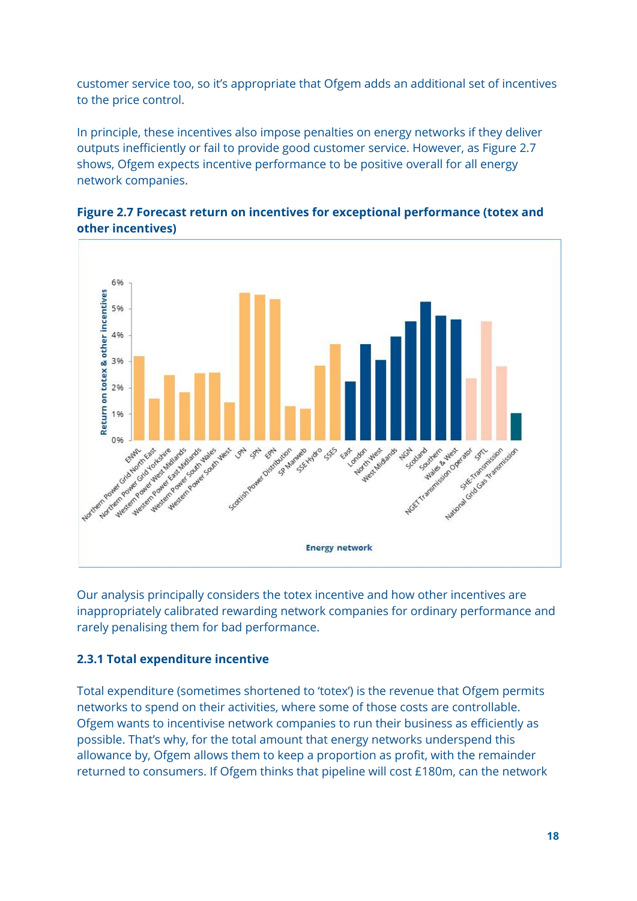customer service too, so it's appropriate that Ofgem adds an additional set of incentives to the price control.

In principle, these incentives also impose penalties on energy networks if they deliver outputs inefficiently or fail to provide good customer service. However, as Figure 2.7 shows, Ofgem expects incentive performance to be positive overall for all energy network companies.

**Figure 2.7 Forecast return on incentives for exceptional performance (totex and other incentives)**

Our analysis principally considers the totex incentive and how other incentives are inappropriately calibrated rewarding network companies for ordinary performance and rarely penalising them for bad performance.

### 2.3.1 Total expenditure incentive

Total expenditure (sometimes shortened to 'totex') is the revenue that Ofgem permits networks to spend on their activities, where some of those costs are controllable. Ofgem wants to incentivise network companies to run their business as efficiently as possible. That's why, for the total amount that energy networks underspend this allowance by, Ofgem allows them to keep a proportion as profit, with the remainder returned to consumers. If Ofgem thinks that pipeline will cost £180m, can the network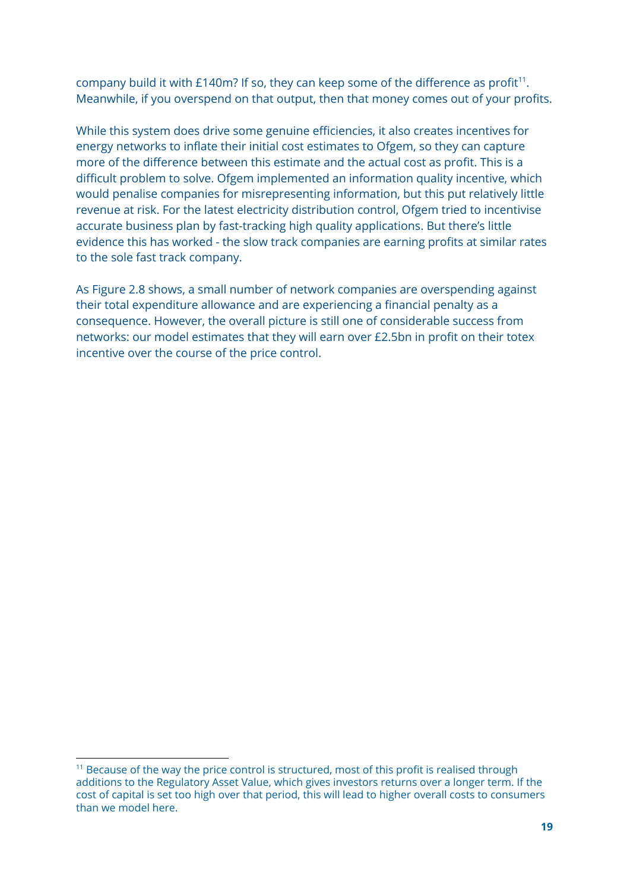company build it with £140m? If so, they can keep some of the difference as profit[11]. Meanwhile, if you overspend on that output, then that money comes out of your profits.

While this system does drive some genuine efficiencies, it also creates incentives for energy networks to inflate their initial cost estimates to Ofgem, so they can capture more of the difference between this estimate and the actual cost as profit. This is a difficult problem to solve. Ofgem implemented an information quality incentive, which would penalise companies for misrepresenting information, but this put relatively little revenue at risk. For the latest electricity distribution control, Ofgem tried to incentivise accurate business plan by fast-tracking high quality applications. But there's little evidence this has worked - the slow track companies are earning profits at similar rates to the sole fast track company.

As Figure 2.8 shows, a small number of network companies are overspending against their total expenditure allowance and are experiencing a financial penalty as a consequence. However, the overall picture is still one of considerable success from networks: our model estimates that they will earn over £2.5bn in profit on their totex incentive over the course of the price control.

[11] Because of the way the price control is structured, most of this profit is realised through additions to the Regulatory Asset Value, which gives investors returns over a longer term. If the cost of capital is set too high over that period, this will lead to higher overall costs to consumers than we model here.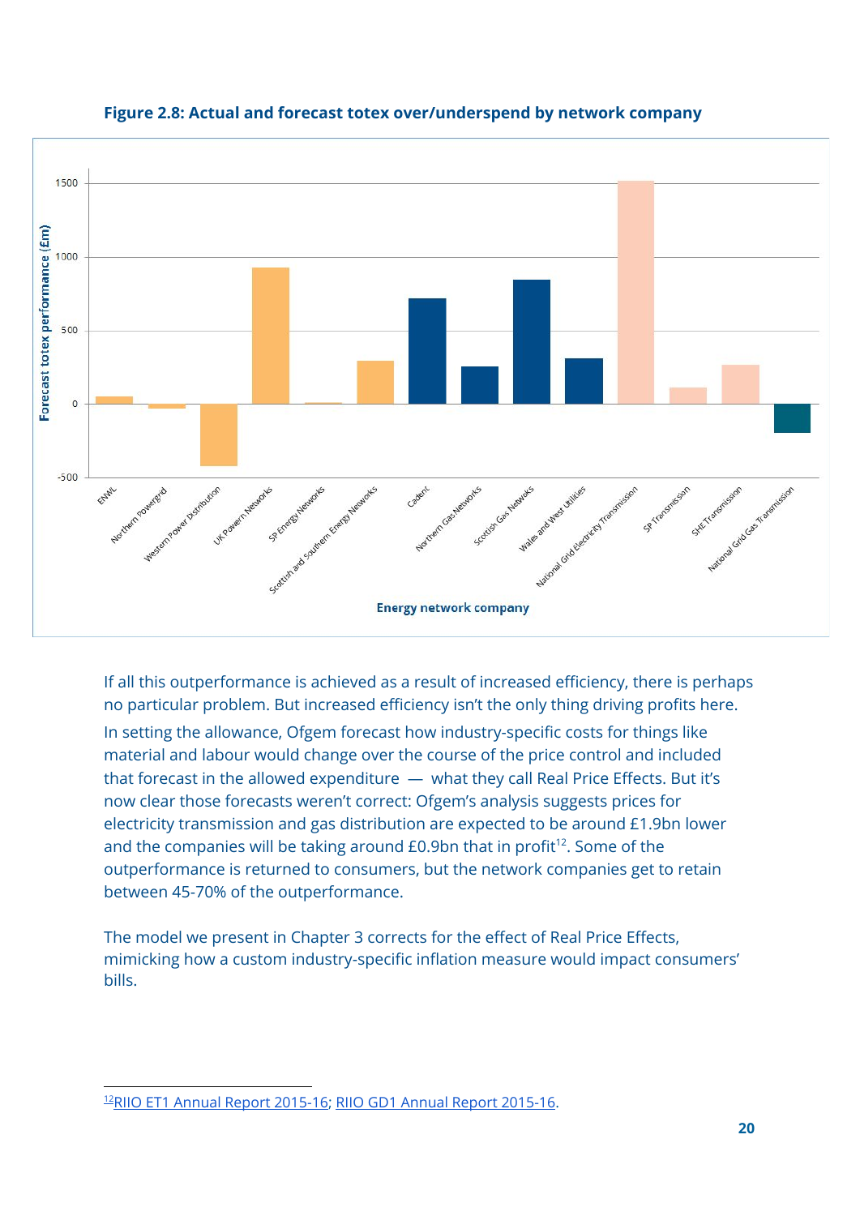**Figure 2.8: Actual and forecast totex over/underspend by network company**

If all this outperformance is achieved as a result of increased efficiency, there is perhaps no particular problem. But increased efficiency isn't the only thing driving profits here. In setting the allowance, Ofgem forecast how industry-specific costs for things like material and labour would change over the course of the price control and included that forecast in the allowed expenditure — what they call Real Price Effects. But it's now clear those forecasts weren't correct: Ofgem's analysis suggests prices for electricity transmission and gas distribution are expected to be around £1.9bn lower and the companies will be taking around £0.9bn that in profit[12]. Some of the outperformance is returned to consumers, but the network companies get to retain between 45-70% of the outperformance.

The model we present in Chapter 3 corrects for the effect of Real Price Effects, mimicking how a custom industry-specific inflation measure would impact consumers' bills.

---

[12] RIIO ET1 Annual Report 2015-16; RIIO GD1 Annual Report 2015-16.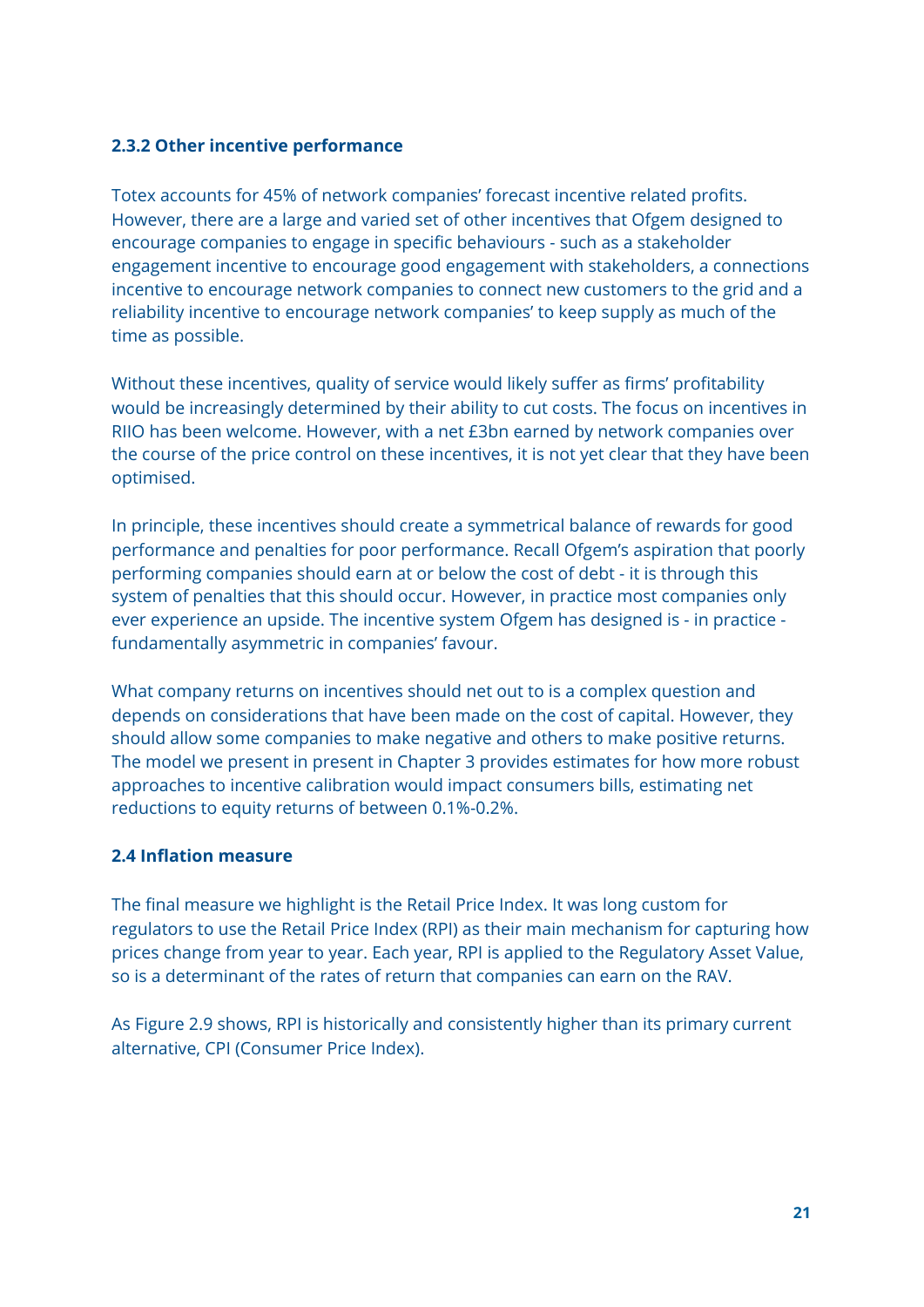### 2.3.2 Other incentive performance

Totex accounts for 45% of network companies' forecast incentive related profits. However, there are a large and varied set of other incentives that Ofgem designed to encourage companies to engage in specific behaviours - such as a stakeholder engagement incentive to encourage good engagement with stakeholders, a connections incentive to encourage network companies to connect new customers to the grid and a reliability incentive to encourage network companies' to keep supply as much of the time as possible.

Without these incentives, quality of service would likely suffer as firms' profitability would be increasingly determined by their ability to cut costs. The focus on incentives in RIIO has been welcome. However, with a net £3bn earned by network companies over the course of the price control on these incentives, it is not yet clear that they have been optimised.

In principle, these incentives should create a symmetrical balance of rewards for good performance and penalties for poor performance. Recall Ofgem's aspiration that poorly performing companies should earn at or below the cost of debt - it is through this system of penalties that this should occur. However, in practice most companies only ever experience an upside. The incentive system Ofgem has designed is - in practice - fundamentally asymmetric in companies' favour.

What company returns on incentives should net out to is a complex question and depends on considerations that have been made on the cost of capital. However, they should allow some companies to make negative and others to make positive returns. The model we present in present in Chapter 3 provides estimates for how more robust approaches to incentive calibration would impact consumers bills, estimating net reductions to equity returns of between 0.1%-0.2%.

## 2.4 Inflation measure

The final measure we highlight is the Retail Price Index. It was long custom for regulators to use the Retail Price Index (RPI) as their main mechanism for capturing how prices change from year to year. Each year, RPI is applied to the Regulatory Asset Value, so is a determinant of the rates of return that companies can earn on the RAV.

As Figure 2.9 shows, RPI is historically and consistently higher than its primary current alternative, CPI (Consumer Price Index).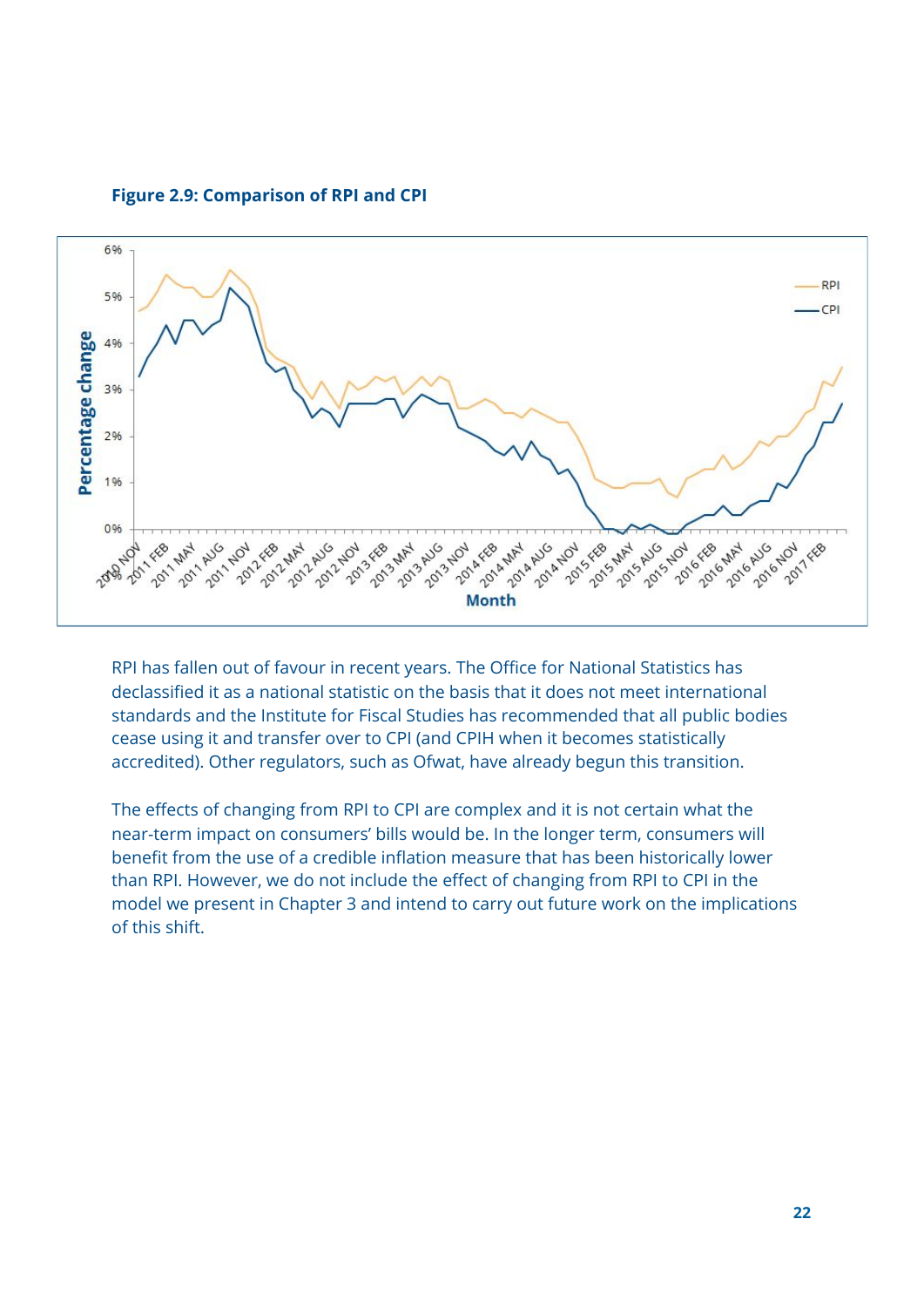**Figure 2.9: Comparison of RPI and CPI**

RPI has fallen out of favour in recent years. The Office for National Statistics has declassified it as a national statistic on the basis that it does not meet international standards and the Institute for Fiscal Studies has recommended that all public bodies cease using it and transfer over to CPI (and CPIH when it becomes statistically accredited). Other regulators, such as Ofwat, have already begun this transition.

The effects of changing from RPI to CPI are complex and it is not certain what the near-term impact on consumers' bills would be. In the longer term, consumers will benefit from the use of a credible inflation measure that has been historically lower than RPI. However, we do not include the effect of changing from RPI to CPI in the model we present in Chapter 3 and intend to carry out future work on the implications of this shift.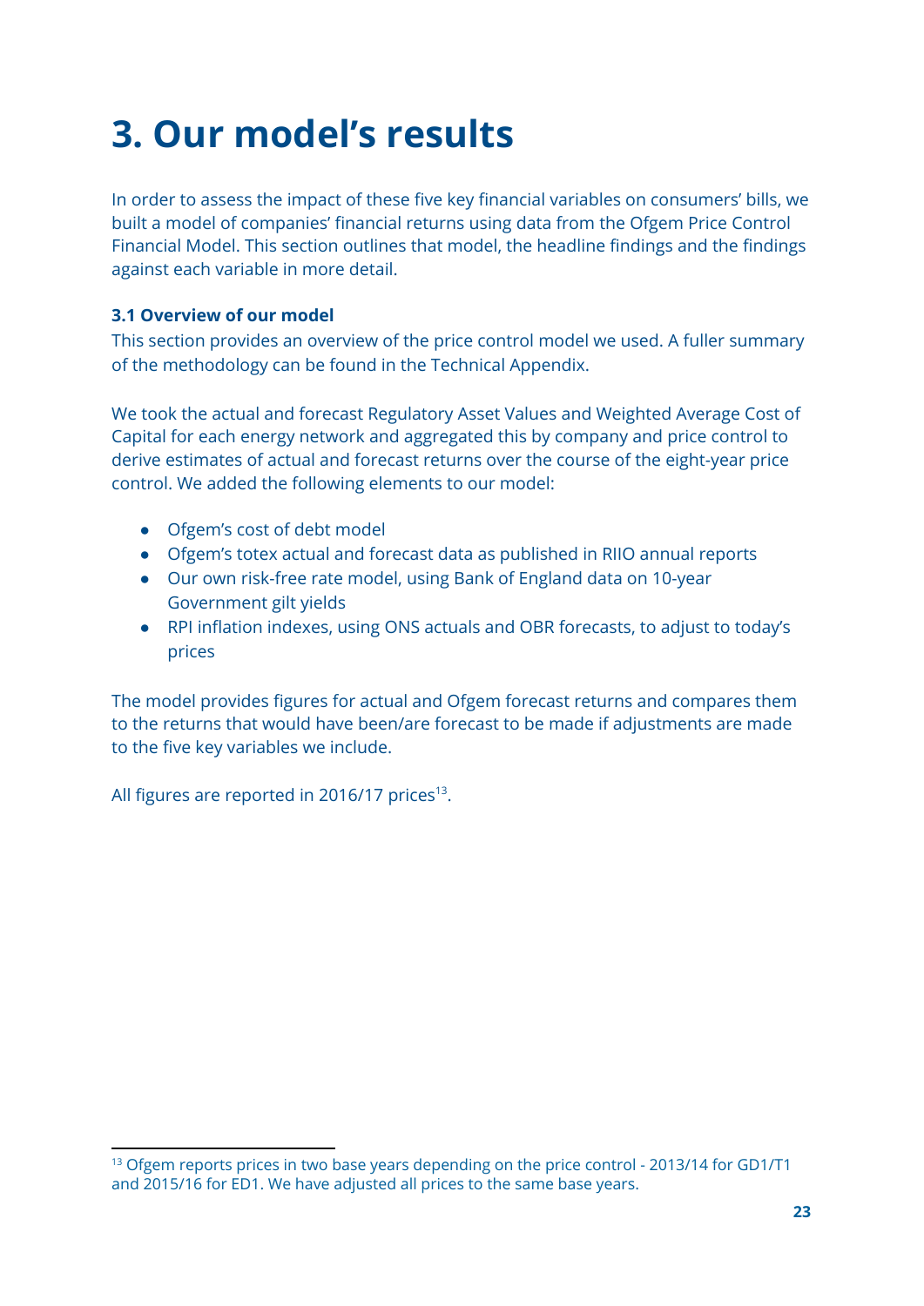# 3. Our model's results

In order to assess the impact of these five key financial variables on consumers' bills, we built a model of companies' financial returns using data from the Ofgem Price Control Financial Model. This section outlines that model, the headline findings and the findings against each variable in more detail.

### 3.1 Overview of our model

This section provides an overview of the price control model we used. A fuller summary of the methodology can be found in the Technical Appendix.

We took the actual and forecast Regulatory Asset Values and Weighted Average Cost of Capital for each energy network and aggregated this by company and price control to derive estimates of actual and forecast returns over the course of the eight-year price control. We added the following elements to our model:

- Ofgem's cost of debt model
- Ofgem's totex actual and forecast data as published in RIIO annual reports
- Our own risk-free rate model, using Bank of England data on 10-year Government gilt yields
- RPI inflation indexes, using ONS actuals and OBR forecasts, to adjust to today's prices

The model provides figures for actual and Ofgem forecast returns and compares them to the returns that would have been/are forecast to be made if adjustments are made to the five key variables we include.

All figures are reported in 2016/17 prices[13].

[13] Ofgem reports prices in two base years depending on the price control - 2013/14 for GD1/T1 and 2015/16 for ED1. We have adjusted all prices to the same base years.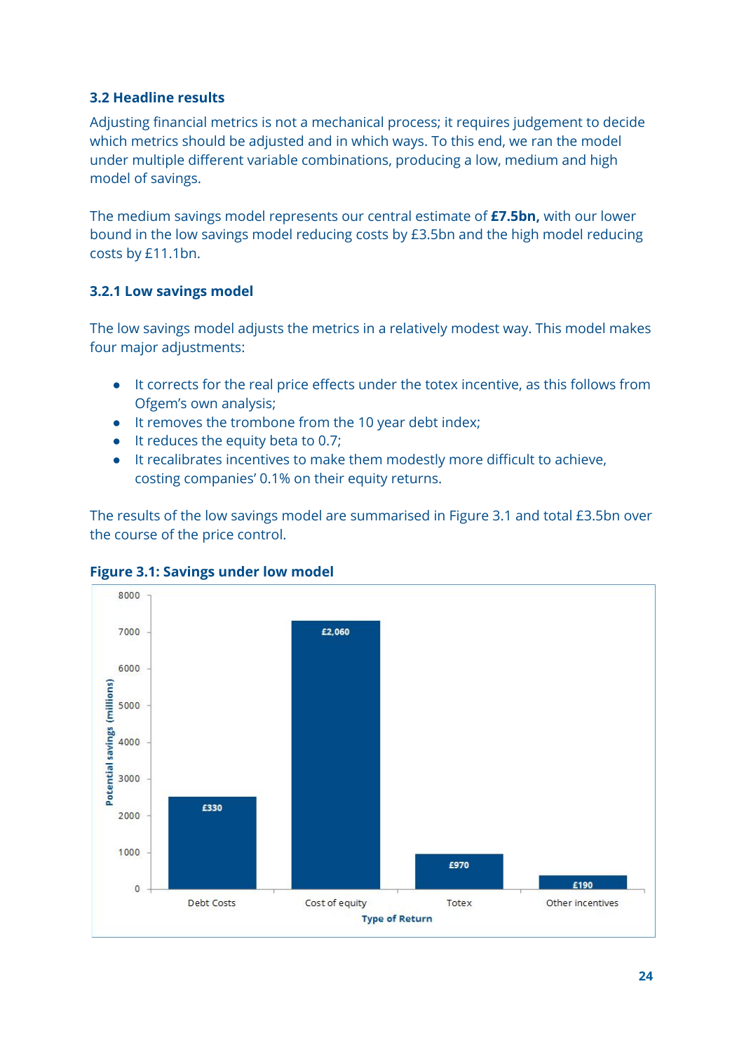### 3.2 Headline results

Adjusting financial metrics is not a mechanical process; it requires judgement to decide which metrics should be adjusted and in which ways. To this end, we ran the model under multiple different variable combinations, producing a low, medium and high model of savings.

The medium savings model represents our central estimate of **£7.5bn,** with our lower bound in the low savings model reducing costs by £3.5bn and the high model reducing costs by £11.1bn.

#### 3.2.1 Low savings model

The low savings model adjusts the metrics in a relatively modest way. This model makes four major adjustments:

- It corrects for the real price effects under the totex incentive, as this follows from Ofgem's own analysis;
- It removes the trombone from the 10 year debt index;
- It reduces the equity beta to 0.7;
- It recalibrates incentives to make them modestly more difficult to achieve, costing companies' 0.1% on their equity returns.

The results of the low savings model are summarised in Figure 3.1 and total £3.5bn over the course of the price control.

**Figure 3.1: Savings under low model**

| Type of Return | Potential savings (millions) |
|---|---|
| Debt Costs | £330 |
| Cost of equity | £2,060 |
| Totex | £970 |
| Other incentives | £190 |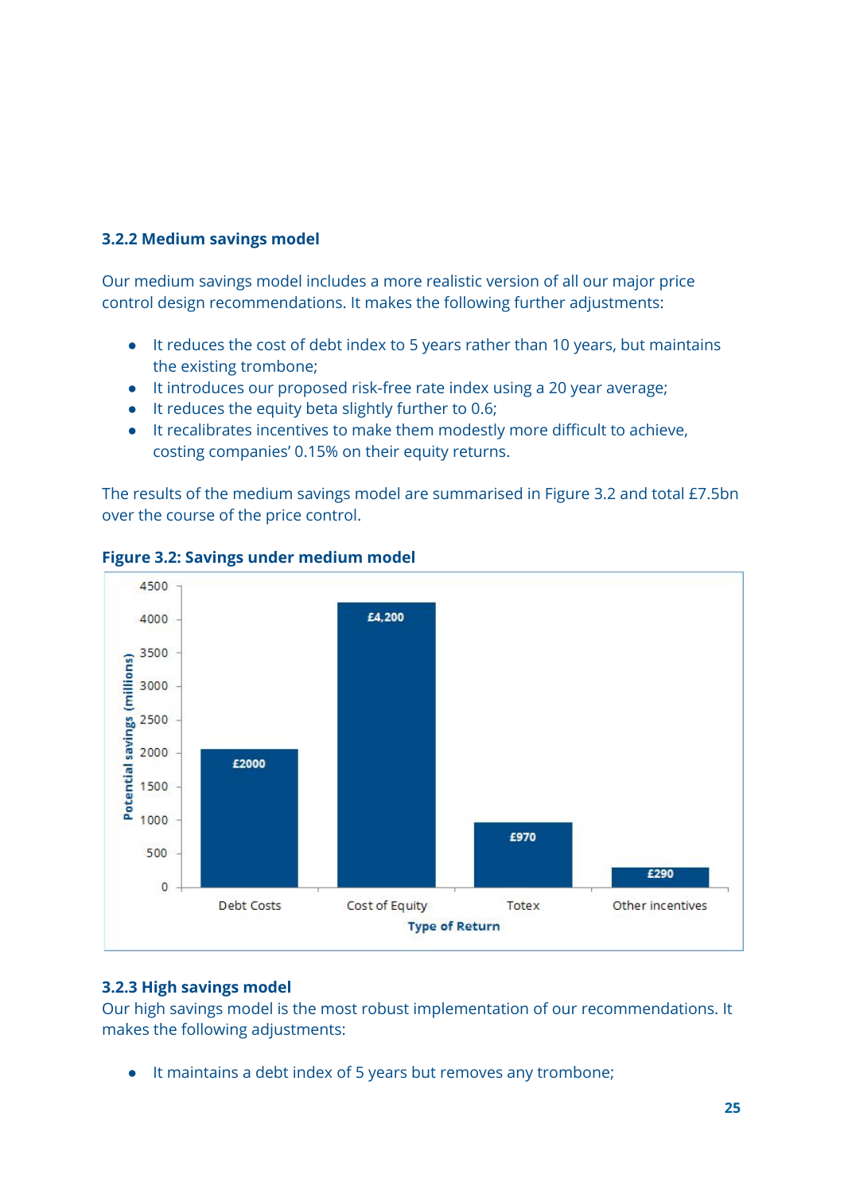### 3.2.2 Medium savings model

Our medium savings model includes a more realistic version of all our major price control design recommendations. It makes the following further adjustments:

- It reduces the cost of debt index to 5 years rather than 10 years, but maintains the existing trombone;
- It introduces our proposed risk-free rate index using a 20 year average;
- It reduces the equity beta slightly further to 0.6;
- It recalibrates incentives to make them modestly more difficult to achieve, costing companies' 0.15% on their equity returns.

The results of the medium savings model are summarised in Figure 3.2 and total £7.5bn over the course of the price control.

**Figure 3.2: Savings under medium model**

| Type of Return | Potential savings (millions) |
|---|---|
| Debt Costs | £2000 |
| Cost of Equity | £4,200 |
| Totex | £970 |
| Other incentives | £290 |

### 3.2.3 High savings model

Our high savings model is the most robust implementation of our recommendations. It makes the following adjustments:

- It maintains a debt index of 5 years but removes any trombone;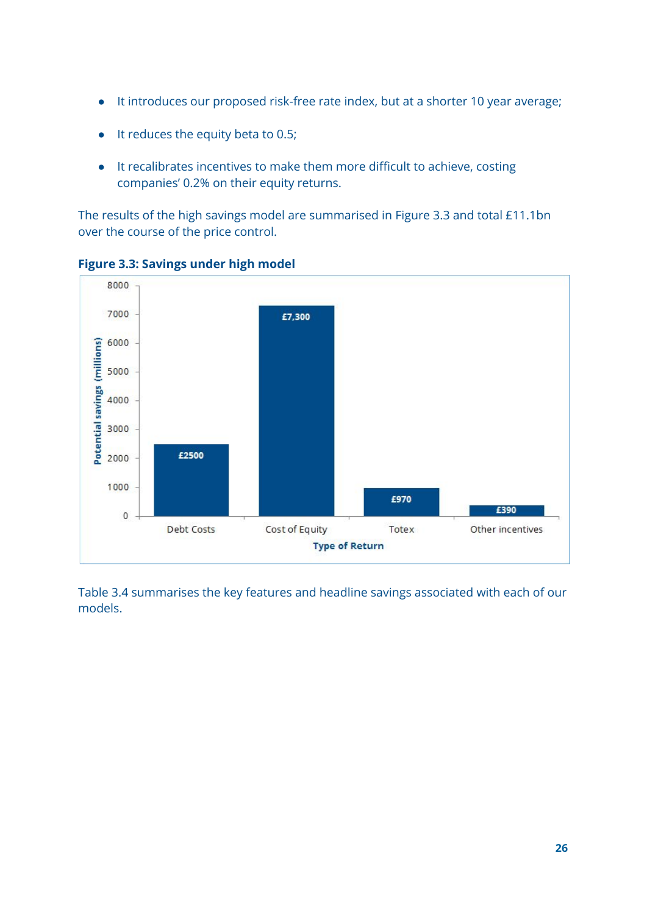- It introduces our proposed risk-free rate index, but at a shorter 10 year average;
- It reduces the equity beta to 0.5;
- It recalibrates incentives to make them more difficult to achieve, costing companies' 0.2% on their equity returns.

The results of the high savings model are summarised in Figure 3.3 and total £11.1bn over the course of the price control.

**Figure 3.3: Savings under high model**

| Type of Return | Potential savings (millions) |
|---|---|
| Debt Costs | £2500 |
| Cost of Equity | £7,300 |
| Totex | £970 |
| Other incentives | £390 |

Table 3.4 summarises the key features and headline savings associated with each of our models.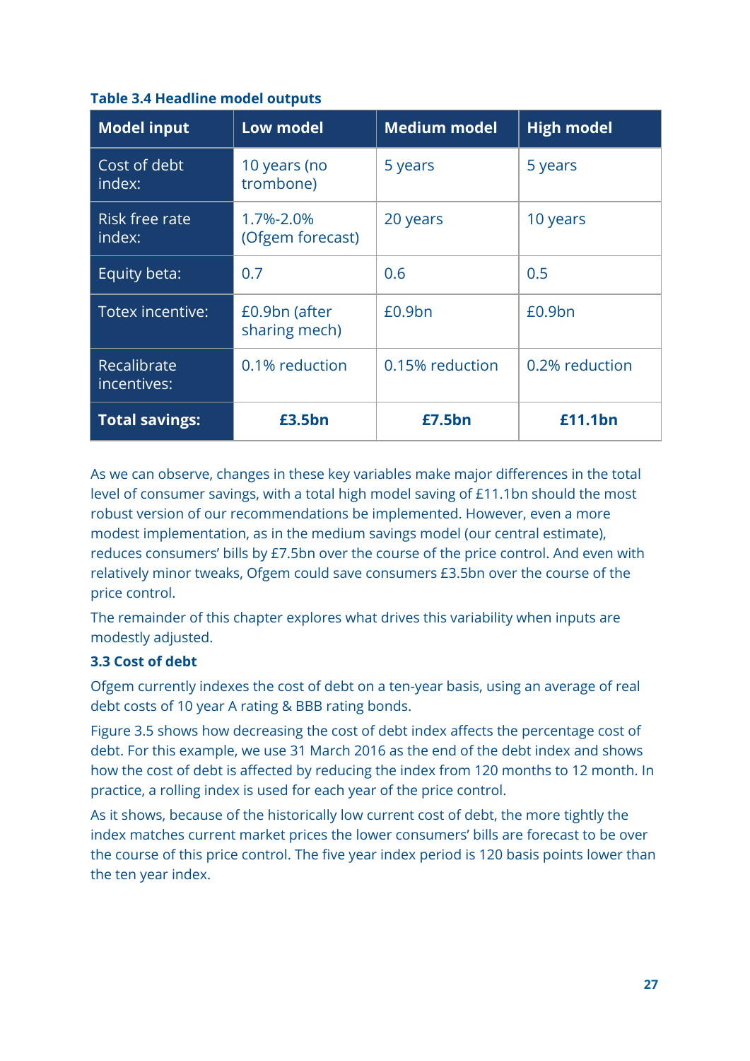**Table 3.4 Headline model outputs**

| Model input | Low model | Medium model | High model |
|---|---|---|---|
| Cost of debt index: | 10 years (no trombone) | 5 years | 5 years |
| Risk free rate index: | 1.7%-2.0% (Ofgem forecast) | 20 years | 10 years |
| Equity beta: | 0.7 | 0.6 | 0.5 |
| Totex incentive: | £0.9bn (after sharing mech) | £0.9bn | £0.9bn |
| Recalibrate incentives: | 0.1% reduction | 0.15% reduction | 0.2% reduction |
| **Total savings:** | **£3.5bn** | **£7.5bn** | **£11.1bn** |

As we can observe, changes in these key variables make major differences in the total level of consumer savings, with a total high model saving of £11.1bn should the most robust version of our recommendations be implemented. However, even a more modest implementation, as in the medium savings model (our central estimate), reduces consumers' bills by £7.5bn over the course of the price control. And even with relatively minor tweaks, Ofgem could save consumers £3.5bn over the course of the price control.

The remainder of this chapter explores what drives this variability when inputs are modestly adjusted.

### 3.3 Cost of debt

Ofgem currently indexes the cost of debt on a ten-year basis, using an average of real debt costs of 10 year A rating & BBB rating bonds.

Figure 3.5 shows how decreasing the cost of debt index affects the percentage cost of debt. For this example, we use 31 March 2016 as the end of the debt index and shows how the cost of debt is affected by reducing the index from 120 months to 12 month. In practice, a rolling index is used for each year of the price control.

As it shows, because of the historically low current cost of debt, the more tightly the index matches current market prices the lower consumers' bills are forecast to be over the course of this price control. The five year index period is 120 basis points lower than the ten year index.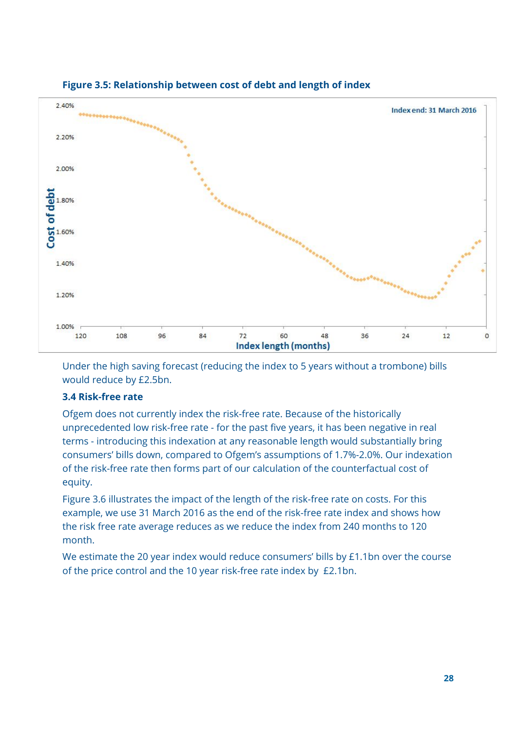**Figure 3.5: Relationship between cost of debt and length of index**

Under the high saving forecast (reducing the index to 5 years without a trombone) bills would reduce by £2.5bn.

### 3.4 Risk-free rate

Ofgem does not currently index the risk-free rate. Because of the historically unprecedented low risk-free rate - for the past five years, it has been negative in real terms - introducing this indexation at any reasonable length would substantially bring consumers' bills down, compared to Ofgem's assumptions of 1.7%-2.0%. Our indexation of the risk-free rate then forms part of our calculation of the counterfactual cost of equity.

Figure 3.6 illustrates the impact of the length of the risk-free rate on costs. For this example, we use 31 March 2016 as the end of the risk-free rate index and shows how the risk free rate average reduces as we reduce the index from 240 months to 120 month.

We estimate the 20 year index would reduce consumers' bills by £1.1bn over the course of the price control and the 10 year risk-free rate index by £2.1bn.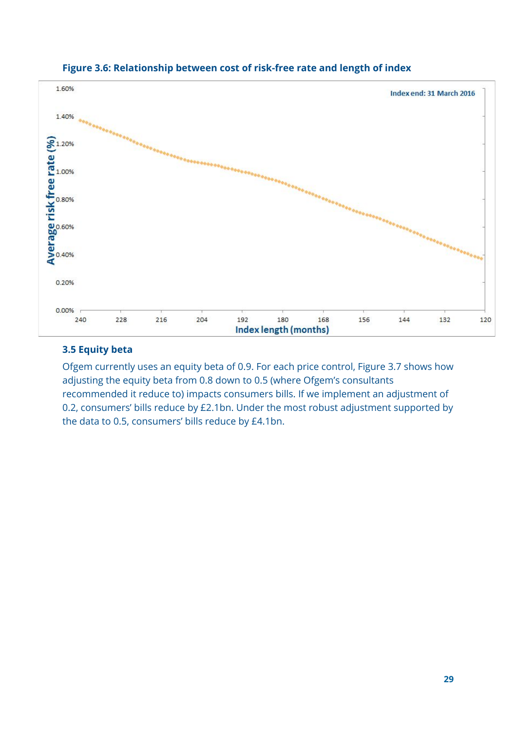**Figure 3.6: Relationship between cost of risk-free rate and length of index**

### 3.5 Equity beta

Ofgem currently uses an equity beta of 0.9. For each price control, Figure 3.7 shows how adjusting the equity beta from 0.8 down to 0.5 (where Ofgem's consultants recommended it reduce to) impacts consumers bills. If we implement an adjustment of 0.2, consumers' bills reduce by £2.1bn. Under the most robust adjustment supported by the data to 0.5, consumers' bills reduce by £4.1bn.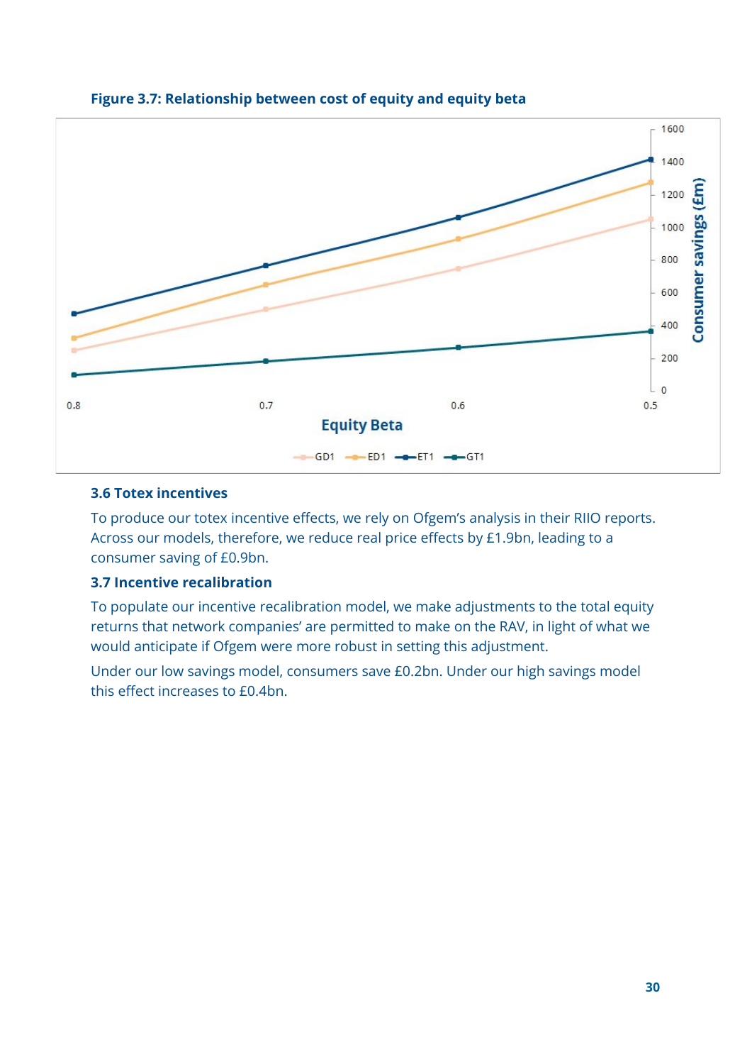**Figure 3.7: Relationship between cost of equity and equity beta**

### 3.6 Totex incentives

To produce our totex incentive effects, we rely on Ofgem's analysis in their RIIO reports. Across our models, therefore, we reduce real price effects by £1.9bn, leading to a consumer saving of £0.9bn.

### 3.7 Incentive recalibration

To populate our incentive recalibration model, we make adjustments to the total equity returns that network companies' are permitted to make on the RAV, in light of what we would anticipate if Ofgem were more robust in setting this adjustment.

Under our low savings model, consumers save £0.2bn. Under our high savings model this effect increases to £0.4bn.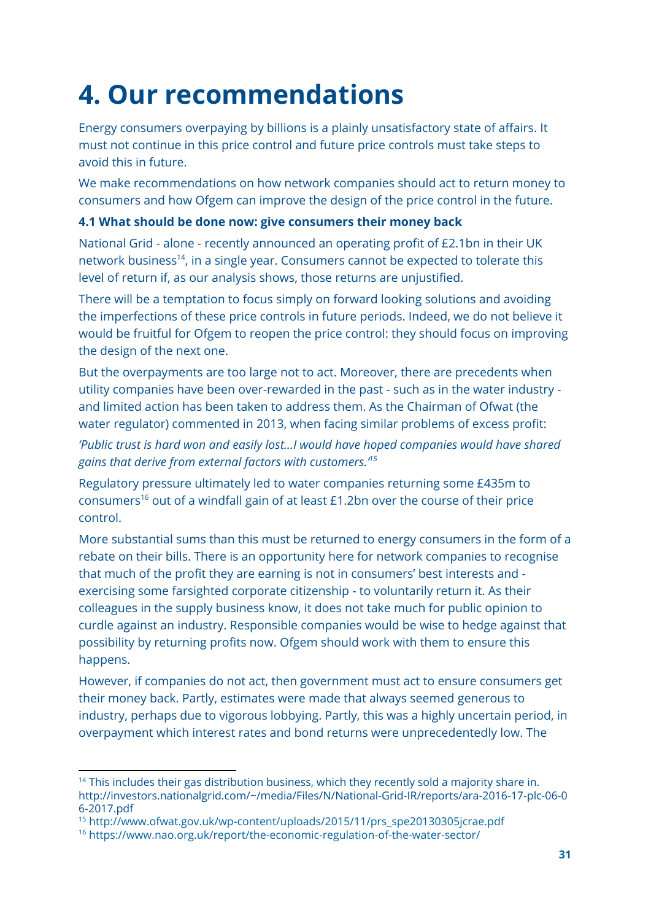# 4. Our recommendations

Energy consumers overpaying by billions is a plainly unsatisfactory state of affairs. It must not continue in this price control and future price controls must take steps to avoid this in future.

We make recommendations on how network companies should act to return money to consumers and how Ofgem can improve the design of the price control in the future.

### 4.1 What should be done now: give consumers their money back

National Grid - alone - recently announced an operating profit of £2.1bn in their UK network business[14], in a single year. Consumers cannot be expected to tolerate this level of return if, as our analysis shows, those returns are unjustified.

There will be a temptation to focus simply on forward looking solutions and avoiding the imperfections of these price controls in future periods. Indeed, we do not believe it would be fruitful for Ofgem to reopen the price control: they should focus on improving the design of the next one.

But the overpayments are too large not to act. Moreover, there are precedents when utility companies have been over-rewarded in the past - such as in the water industry - and limited action has been taken to address them. As the Chairman of Ofwat (the water regulator) commented in 2013, when facing similar problems of excess profit:

*'Public trust is hard won and easily lost…I would have hoped companies would have shared gains that derive from external factors with customers.'*[15]

Regulatory pressure ultimately led to water companies returning some £435m to consumers[16] out of a windfall gain of at least £1.2bn over the course of their price control.

More substantial sums than this must be returned to energy consumers in the form of a rebate on their bills. There is an opportunity here for network companies to recognise that much of the profit they are earning is not in consumers' best interests and - exercising some farsighted corporate citizenship - to voluntarily return it. As their colleagues in the supply business know, it does not take much for public opinion to curdle against an industry. Responsible companies would be wise to hedge against that possibility by returning profits now. Ofgem should work with them to ensure this happens.

However, if companies do not act, then government must act to ensure consumers get their money back. Partly, estimates were made that always seemed generous to industry, perhaps due to vigorous lobbying. Partly, this was a highly uncertain period, in overpayment which interest rates and bond returns were unprecedentedly low. The

---

[14] This includes their gas distribution business, which they recently sold a majority share in. http://investors.nationalgrid.com/~/media/Files/N/National-Grid-IR/reports/ara-2016-17-plc-06-06-2017.pdf

[15] http://www.ofwat.gov.uk/wp-content/uploads/2015/11/prs_spe20130305jcrae.pdf

[16] https://www.nao.org.uk/report/the-economic-regulation-of-the-water-sector/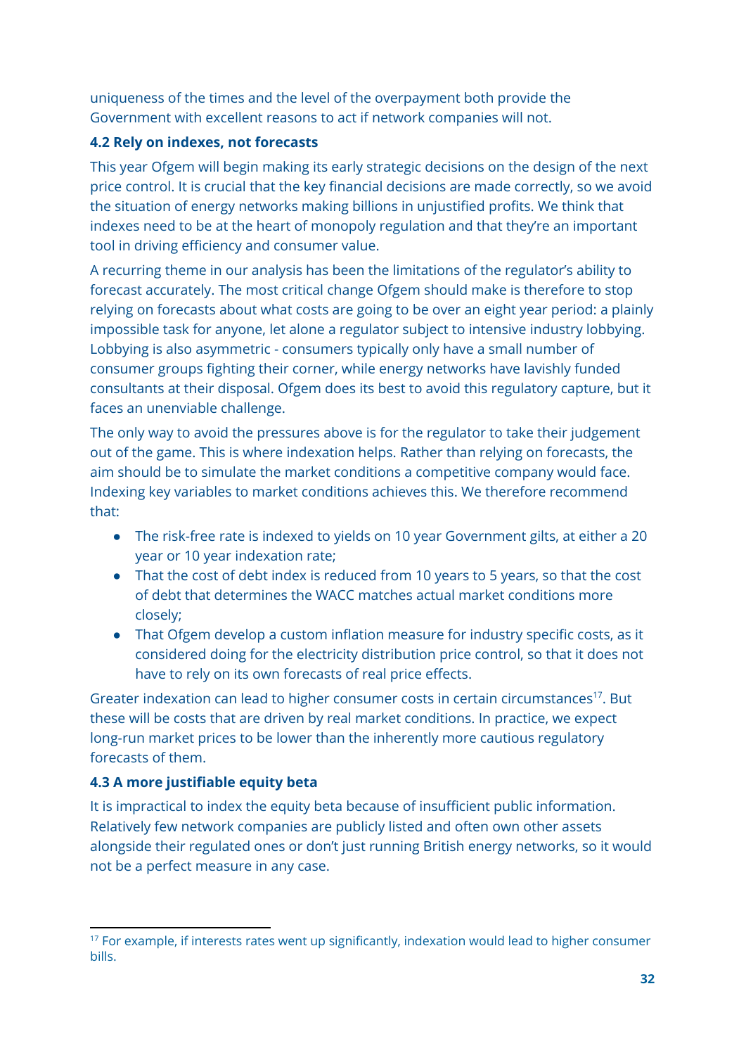uniqueness of the times and the level of the overpayment both provide the Government with excellent reasons to act if network companies will not.

### 4.2 Rely on indexes, not forecasts

This year Ofgem will begin making its early strategic decisions on the design of the next price control. It is crucial that the key financial decisions are made correctly, so we avoid the situation of energy networks making billions in unjustified profits. We think that indexes need to be at the heart of monopoly regulation and that they're an important tool in driving efficiency and consumer value.

A recurring theme in our analysis has been the limitations of the regulator's ability to forecast accurately. The most critical change Ofgem should make is therefore to stop relying on forecasts about what costs are going to be over an eight year period: a plainly impossible task for anyone, let alone a regulator subject to intensive industry lobbying. Lobbying is also asymmetric - consumers typically only have a small number of consumer groups fighting their corner, while energy networks have lavishly funded consultants at their disposal. Ofgem does its best to avoid this regulatory capture, but it faces an unenviable challenge.

The only way to avoid the pressures above is for the regulator to take their judgement out of the game. This is where indexation helps. Rather than relying on forecasts, the aim should be to simulate the market conditions a competitive company would face. Indexing key variables to market conditions achieves this. We therefore recommend that:

- The risk-free rate is indexed to yields on 10 year Government gilts, at either a 20 year or 10 year indexation rate;
- That the cost of debt index is reduced from 10 years to 5 years, so that the cost of debt that determines the WACC matches actual market conditions more closely;
- That Ofgem develop a custom inflation measure for industry specific costs, as it considered doing for the electricity distribution price control, so that it does not have to rely on its own forecasts of real price effects.

Greater indexation can lead to higher consumer costs in certain circumstances[17]. But these will be costs that are driven by real market conditions. In practice, we expect long-run market prices to be lower than the inherently more cautious regulatory forecasts of them.

### 4.3 A more justifiable equity beta

It is impractical to index the equity beta because of insufficient public information. Relatively few network companies are publicly listed and often own other assets alongside their regulated ones or don't just running British energy networks, so it would not be a perfect measure in any case.

[17] For example, if interests rates went up significantly, indexation would lead to higher consumer bills.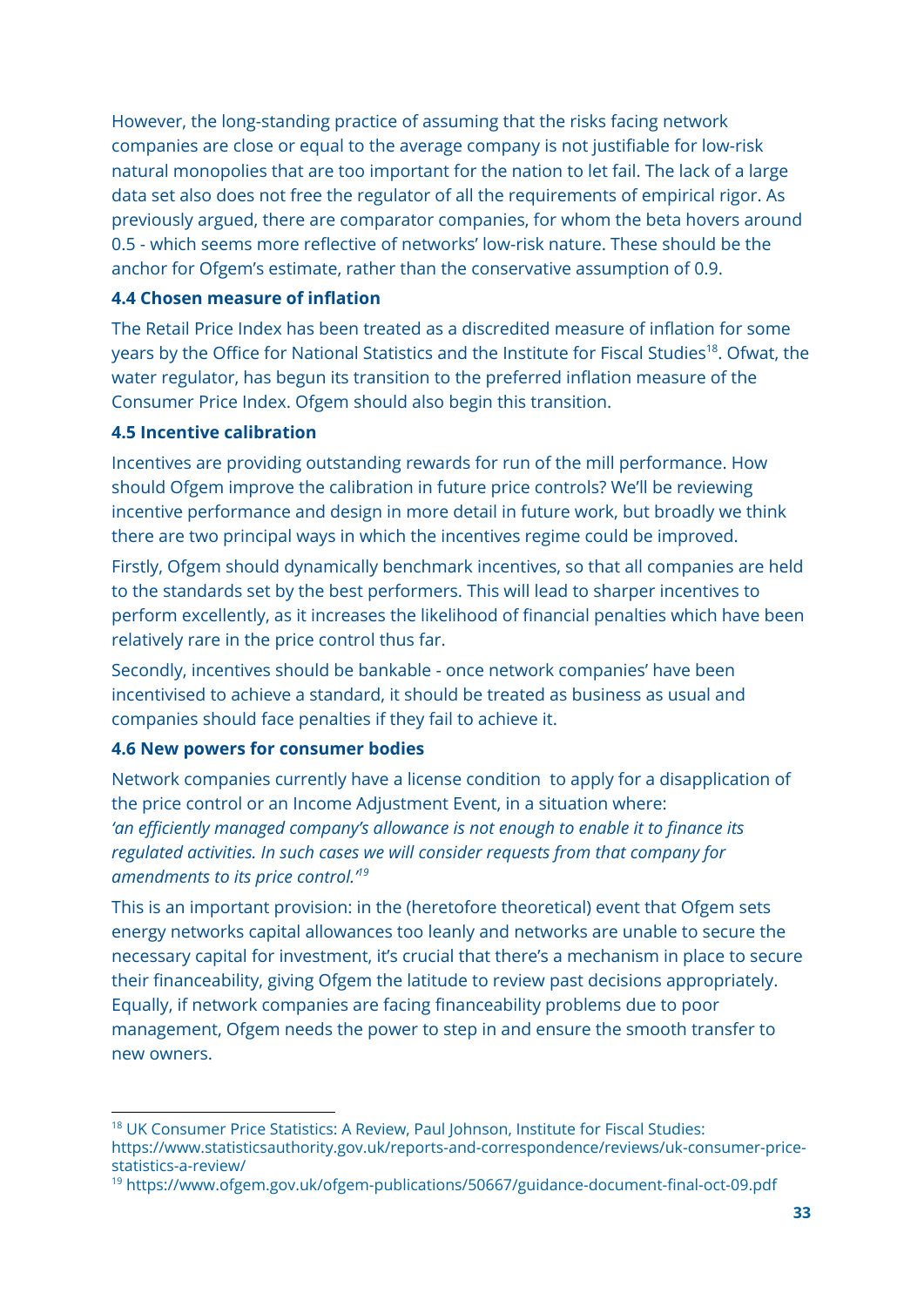However, the long-standing practice of assuming that the risks facing network companies are close or equal to the average company is not justifiable for low-risk natural monopolies that are too important for the nation to let fail. The lack of a large data set also does not free the regulator of all the requirements of empirical rigor. As previously argued, there are comparator companies, for whom the beta hovers around 0.5 - which seems more reflective of networks' low-risk nature. These should be the anchor for Ofgem's estimate, rather than the conservative assumption of 0.9.

### 4.4 Chosen measure of inflation

The Retail Price Index has been treated as a discredited measure of inflation for some years by the Office for National Statistics and the Institute for Fiscal Studies[18]. Ofwat, the water regulator, has begun its transition to the preferred inflation measure of the Consumer Price Index. Ofgem should also begin this transition.

### 4.5 Incentive calibration

Incentives are providing outstanding rewards for run of the mill performance. How should Ofgem improve the calibration in future price controls? We'll be reviewing incentive performance and design in more detail in future work, but broadly we think there are two principal ways in which the incentives regime could be improved.

Firstly, Ofgem should dynamically benchmark incentives, so that all companies are held to the standards set by the best performers. This will lead to sharper incentives to perform excellently, as it increases the likelihood of financial penalties which have been relatively rare in the price control thus far.

Secondly, incentives should be bankable - once network companies' have been incentivised to achieve a standard, it should be treated as business as usual and companies should face penalties if they fail to achieve it.

### 4.6 New powers for consumer bodies

Network companies currently have a license condition to apply for a disapplication of the price control or an Income Adjustment Event, in a situation where:
*'an efficiently managed company's allowance is not enough to enable it to finance its regulated activities. In such cases we will consider requests from that company for amendments to its price control.'*[19]

This is an important provision: in the (heretofore theoretical) event that Ofgem sets energy networks capital allowances too leanly and networks are unable to secure the necessary capital for investment, it's crucial that there's a mechanism in place to secure their financeability, giving Ofgem the latitude to review past decisions appropriately. Equally, if network companies are facing financeability problems due to poor management, Ofgem needs the power to step in and ensure the smooth transfer to new owners.

---

[18] UK Consumer Price Statistics: A Review, Paul Johnson, Institute for Fiscal Studies: https://www.statisticsauthority.gov.uk/reports-and-correspondence/reviews/uk-consumer-price-statistics-a-review/

[19] https://www.ofgem.gov.uk/ofgem-publications/50667/guidance-document-final-oct-09.pdf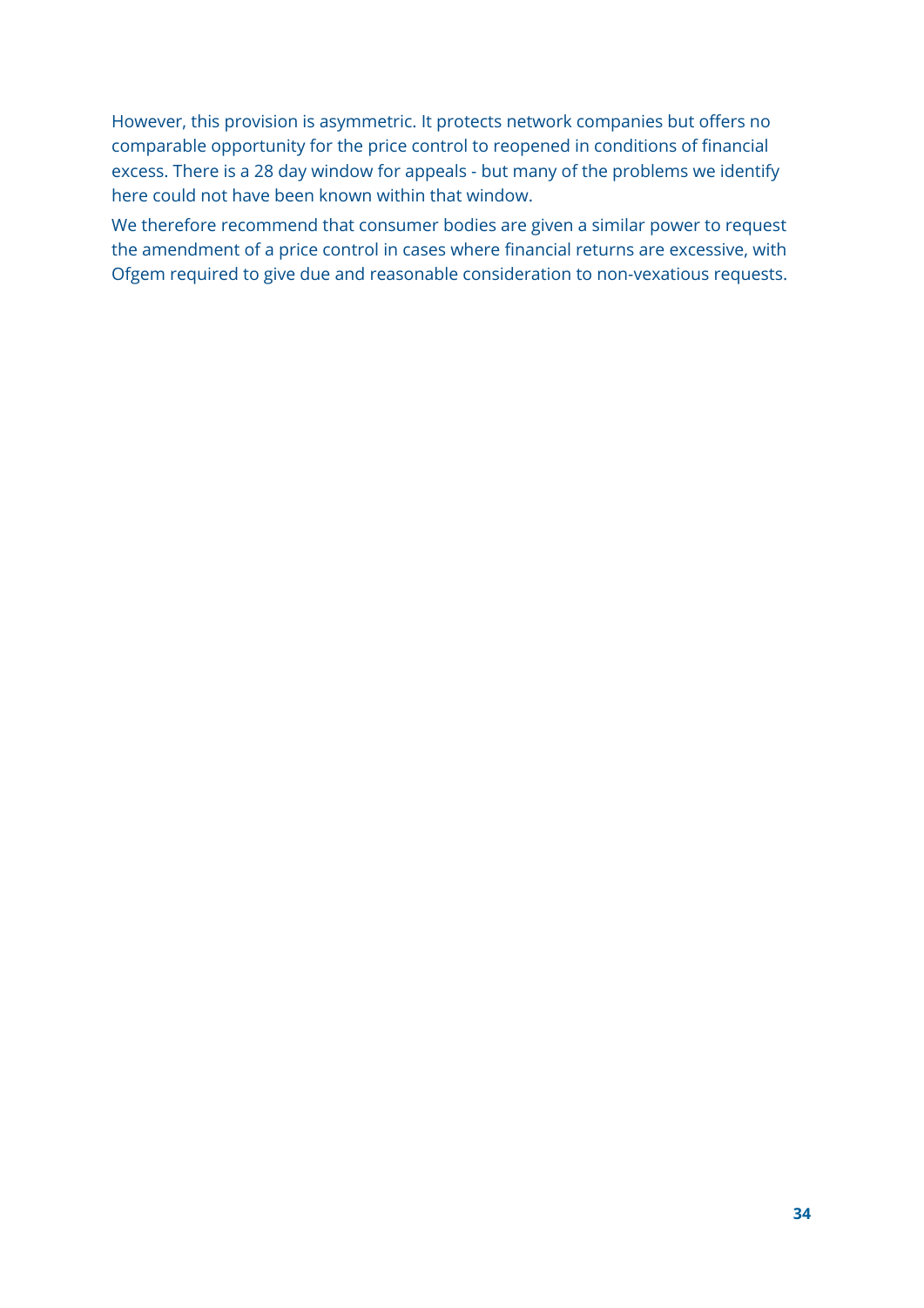However, this provision is asymmetric. It protects network companies but offers no comparable opportunity for the price control to reopened in conditions of financial excess. There is a 28 day window for appeals - but many of the problems we identify here could not have been known within that window.

We therefore recommend that consumer bodies are given a similar power to request the amendment of a price control in cases where financial returns are excessive, with Ofgem required to give due and reasonable consideration to non-vexatious requests.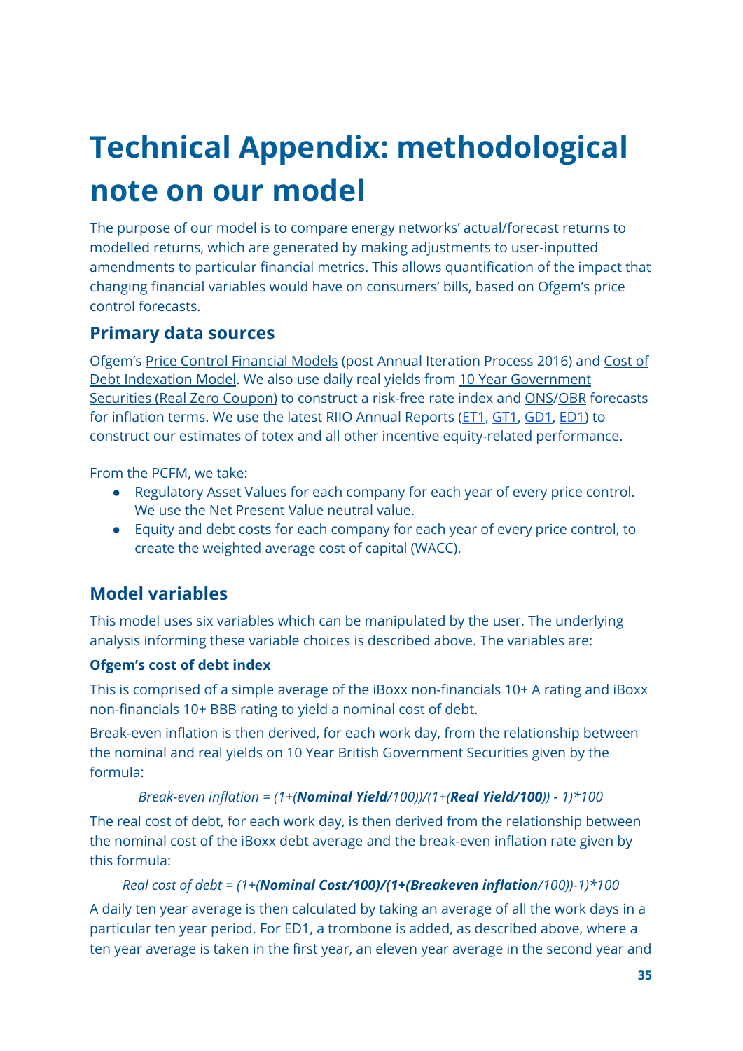# Technical Appendix: methodological note on our model

The purpose of our model is to compare energy networks' actual/forecast returns to modelled returns, which are generated by making adjustments to user-inputted amendments to particular financial metrics. This allows quantification of the impact that changing financial variables would have on consumers' bills, based on Ofgem's price control forecasts.

## Primary data sources

Ofgem's Price Control Financial Models (post Annual Iteration Process 2016) and Cost of Debt Indexation Model. We also use daily real yields from 10 Year Government Securities (Real Zero Coupon) to construct a risk-free rate index and ONS/OBR forecasts for inflation terms. We use the latest RIIO Annual Reports (ET1, GT1, GD1, ED1) to construct our estimates of totex and all other incentive equity-related performance.

From the PCFM, we take:

- Regulatory Asset Values for each company for each year of every price control. We use the Net Present Value neutral value.
- Equity and debt costs for each company for each year of every price control, to create the weighted average cost of capital (WACC).

## Model variables

This model uses six variables which can be manipulated by the user. The underlying analysis informing these variable choices is described above. The variables are:

### Ofgem's cost of debt index

This is comprised of a simple average of the iBoxx non-financials 10+ A rating and iBoxx non-financials 10+ BBB rating to yield a nominal cost of debt.

Break-even inflation is then derived, for each work day, from the relationship between the nominal and real yields on 10 Year British Government Securities given by the formula:

*Break-even inflation = (1+(**Nominal Yield**/100))/(1+(**Real Yield/100**)) - 1)\*100*

The real cost of debt, for each work day, is then derived from the relationship between the nominal cost of the iBoxx debt average and the break-even inflation rate given by this formula:

*Real cost of debt = (1+(**Nominal Cost/100)/(1+(Breakeven inflation**/100))-1)\*100*

A daily ten year average is then calculated by taking an average of all the work days in a particular ten year period. For ED1, a trombone is added, as described above, where a ten year average is taken in the first year, an eleven year average in the second year and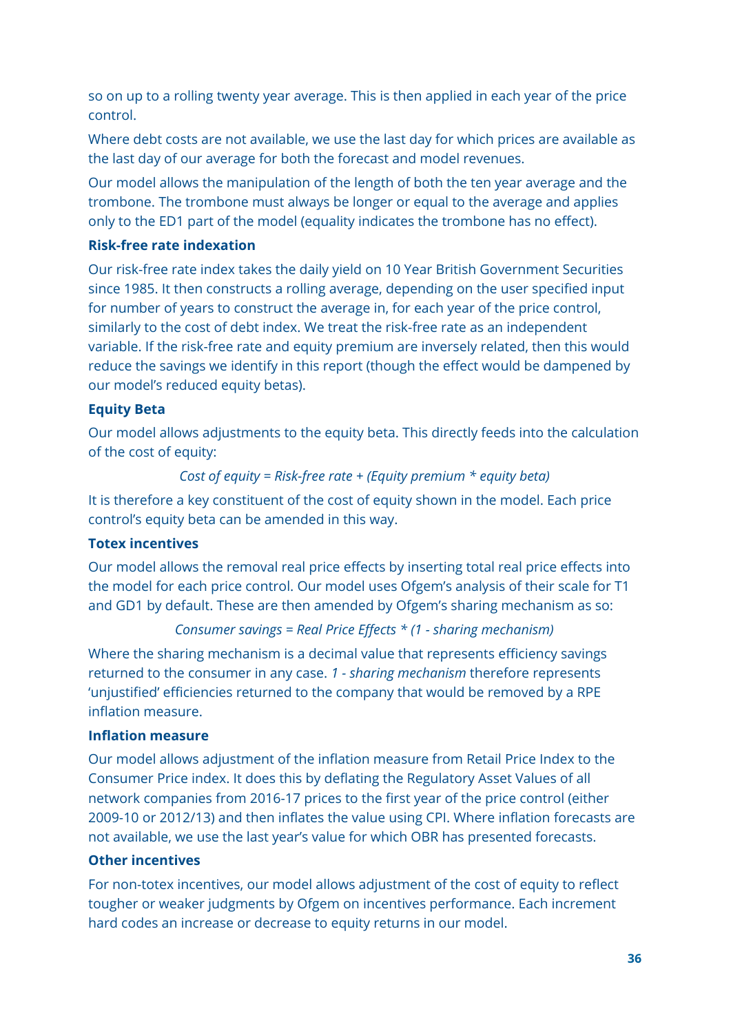so on up to a rolling twenty year average. This is then applied in each year of the price control.

Where debt costs are not available, we use the last day for which prices are available as the last day of our average for both the forecast and model revenues.

Our model allows the manipulation of the length of both the ten year average and the trombone. The trombone must always be longer or equal to the average and applies only to the ED1 part of the model (equality indicates the trombone has no effect).

**Risk-free rate indexation**

Our risk-free rate index takes the daily yield on 10 Year British Government Securities since 1985. It then constructs a rolling average, depending on the user specified input for number of years to construct the average in, for each year of the price control, similarly to the cost of debt index. We treat the risk-free rate as an independent variable. If the risk-free rate and equity premium are inversely related, then this would reduce the savings we identify in this report (though the effect would be dampened by our model's reduced equity betas).

**Equity Beta**

Our model allows adjustments to the equity beta. This directly feeds into the calculation of the cost of equity:

*Cost of equity = Risk-free rate + (Equity premium * equity beta)*

It is therefore a key constituent of the cost of equity shown in the model. Each price control's equity beta can be amended in this way.

**Totex incentives**

Our model allows the removal real price effects by inserting total real price effects into the model for each price control. Our model uses Ofgem's analysis of their scale for T1 and GD1 by default. These are then amended by Ofgem's sharing mechanism as so:

*Consumer savings = Real Price Effects * (1 - sharing mechanism)*

Where the sharing mechanism is a decimal value that represents efficiency savings returned to the consumer in any case. *1 - sharing mechanism* therefore represents 'unjustified' efficiencies returned to the company that would be removed by a RPE inflation measure.

**Inflation measure**

Our model allows adjustment of the inflation measure from Retail Price Index to the Consumer Price index. It does this by deflating the Regulatory Asset Values of all network companies from 2016-17 prices to the first year of the price control (either 2009-10 or 2012/13) and then inflates the value using CPI. Where inflation forecasts are not available, we use the last year's value for which OBR has presented forecasts.

**Other incentives**

For non-totex incentives, our model allows adjustment of the cost of equity to reflect tougher or weaker judgments by Ofgem on incentives performance. Each increment hard codes an increase or decrease to equity returns in our model.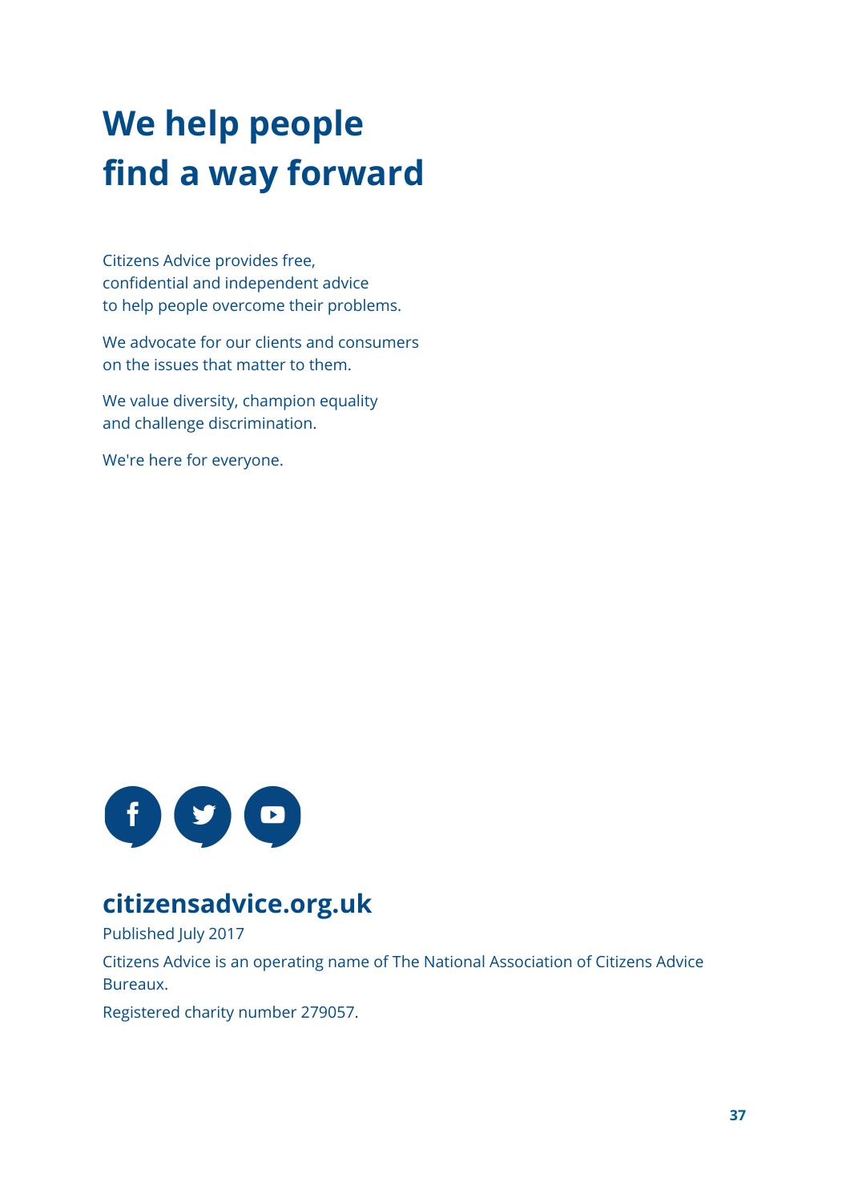# We help people find a way forward

Citizens Advice provides free, confidential and independent advice to help people overcome their problems.

We advocate for our clients and consumers on the issues that matter to them.

We value diversity, champion equality and challenge discrimination.

We're here for everyone.

## citizensadvice.org.uk

Published July 2017

Citizens Advice is an operating name of The National Association of Citizens Advice Bureaux.

Registered charity number 279057.